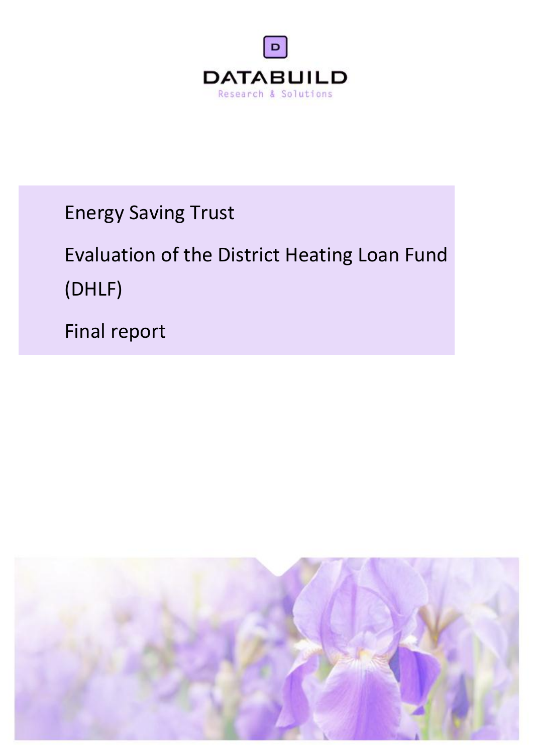DATABUILD

Research & Solutions

Energy Saving Trust

# Evaluation of the District Heating Loan Fund (DHLF)

Final report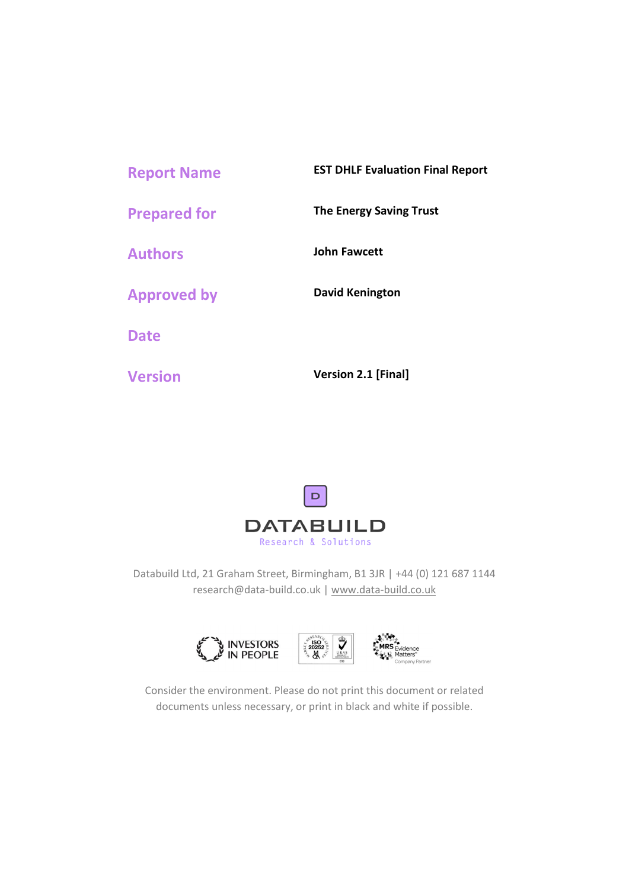| | |
| --- | --- |
| **Report Name** | **EST DHLF Evaluation Final Report** |
| **Prepared for** | **The Energy Saving Trust** |
| **Authors** | **John Fawcett** |
| **Approved by** | **David Kenington** |
| **Date** | |
| **Version** | **Version 2.1 [Final]** |

DATABUILD

Research & Solutions

Databuild Ltd, 21 Graham Street, Birmingham, B1 3JR | +44 (0) 121 687 1144
research@data-build.co.uk | www.data-build.co.uk

Consider the environment. Please do not print this document or related documents unless necessary, or print in black and white if possible.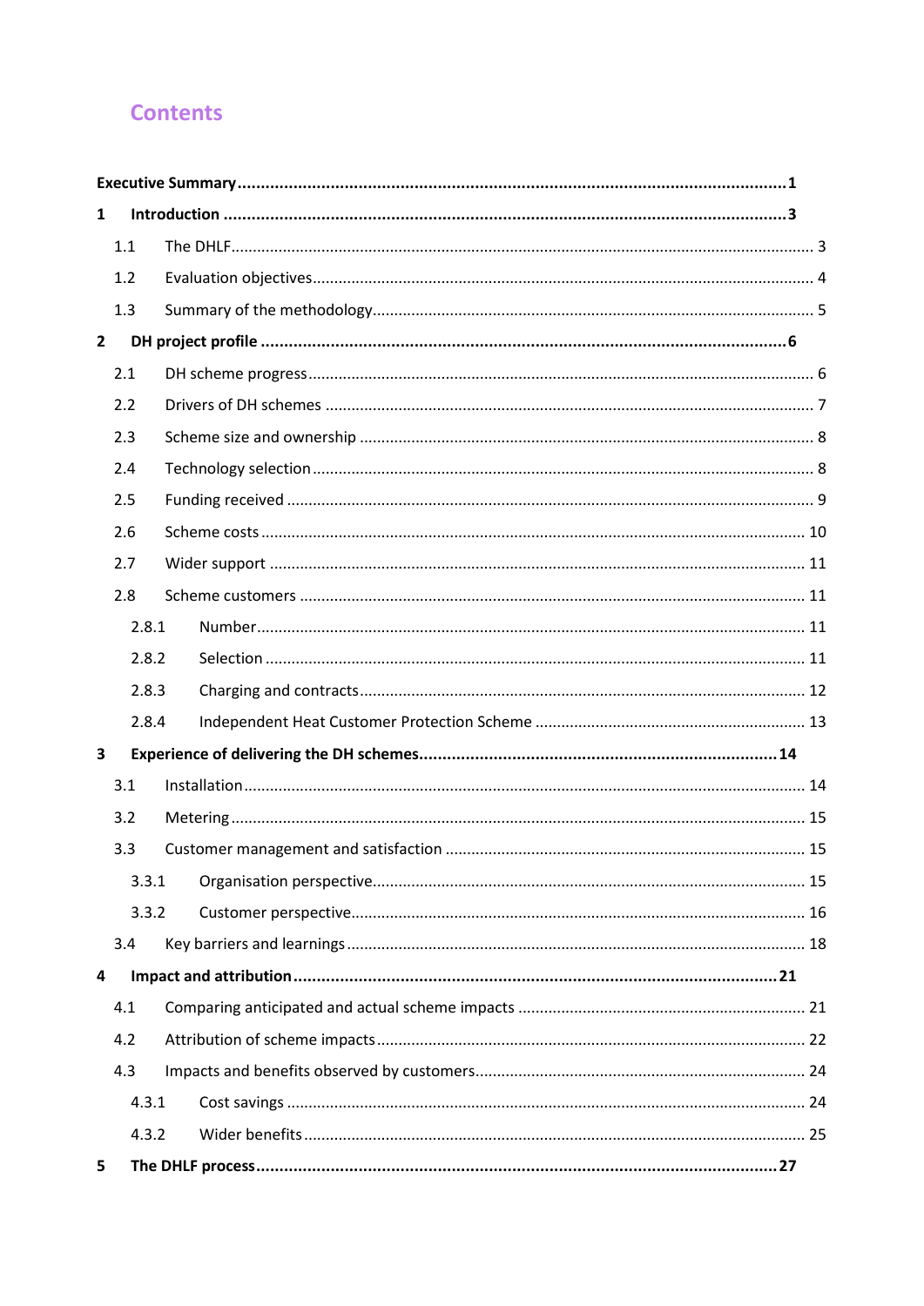# Contents

**Executive Summary** .......... **1**

**1 Introduction** .......... **3**

- 1.1 The DHLF .......... 3
- 1.2 Evaluation objectives .......... 4
- 1.3 Summary of the methodology .......... 5

**2 DH project profile** .......... **6**

- 2.1 DH scheme progress .......... 6
- 2.2 Drivers of DH schemes .......... 7
- 2.3 Scheme size and ownership .......... 8
- 2.4 Technology selection .......... 8
- 2.5 Funding received .......... 9
- 2.6 Scheme costs .......... 10
- 2.7 Wider support .......... 11
- 2.8 Scheme customers .......... 11
  - 2.8.1 Number .......... 11
  - 2.8.2 Selection .......... 11
  - 2.8.3 Charging and contracts .......... 12
  - 2.8.4 Independent Heat Customer Protection Scheme .......... 13

**3 Experience of delivering the DH schemes** .......... **14**

- 3.1 Installation .......... 14
- 3.2 Metering .......... 15
- 3.3 Customer management and satisfaction .......... 15
  - 3.3.1 Organisation perspective .......... 15
  - 3.3.2 Customer perspective .......... 16
- 3.4 Key barriers and learnings .......... 18

**4 Impact and attribution** .......... **21**

- 4.1 Comparing anticipated and actual scheme impacts .......... 21
- 4.2 Attribution of scheme impacts .......... 22
- 4.3 Impacts and benefits observed by customers .......... 24
  - 4.3.1 Cost savings .......... 24
  - 4.3.2 Wider benefits .......... 25

**5 The DHLF process** .......... **27**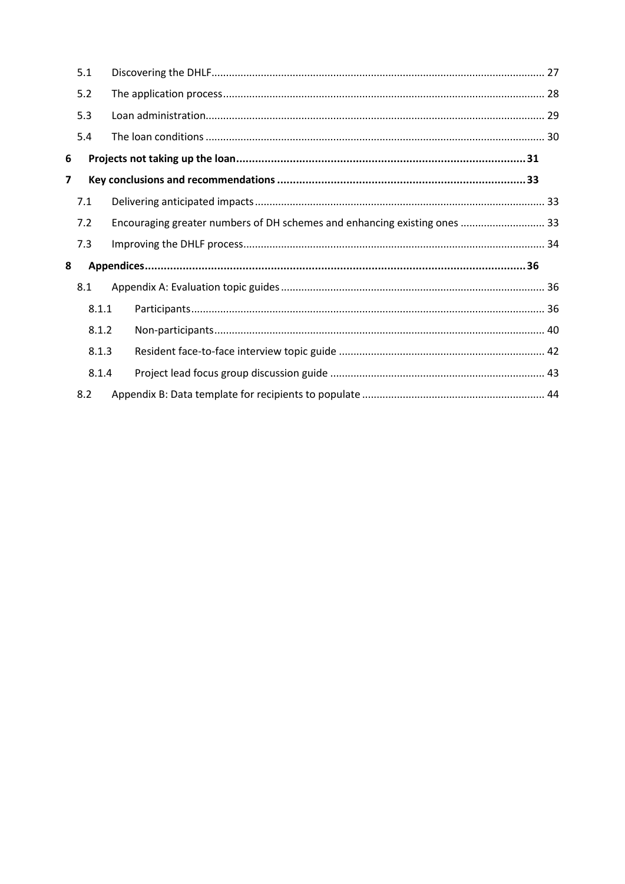5.1 Discovering the DHLF ........ 27
5.2 The application process ........ 28
5.3 Loan administration ........ 29
5.4 The loan conditions ........ 30

**6 Projects not taking up the loan ........ 31**

**7 Key conclusions and recommendations ........ 33**

7.1 Delivering anticipated impacts ........ 33
7.2 Encouraging greater numbers of DH schemes and enhancing existing ones ........ 33
7.3 Improving the DHLF process ........ 34

**8 Appendices ........ 36**

8.1 Appendix A: Evaluation topic guides ........ 36
8.1.1 Participants ........ 36
8.1.2 Non-participants ........ 40
8.1.3 Resident face-to-face interview topic guide ........ 42
8.1.4 Project lead focus group discussion guide ........ 43
8.2 Appendix B: Data template for recipients to populate ........ 44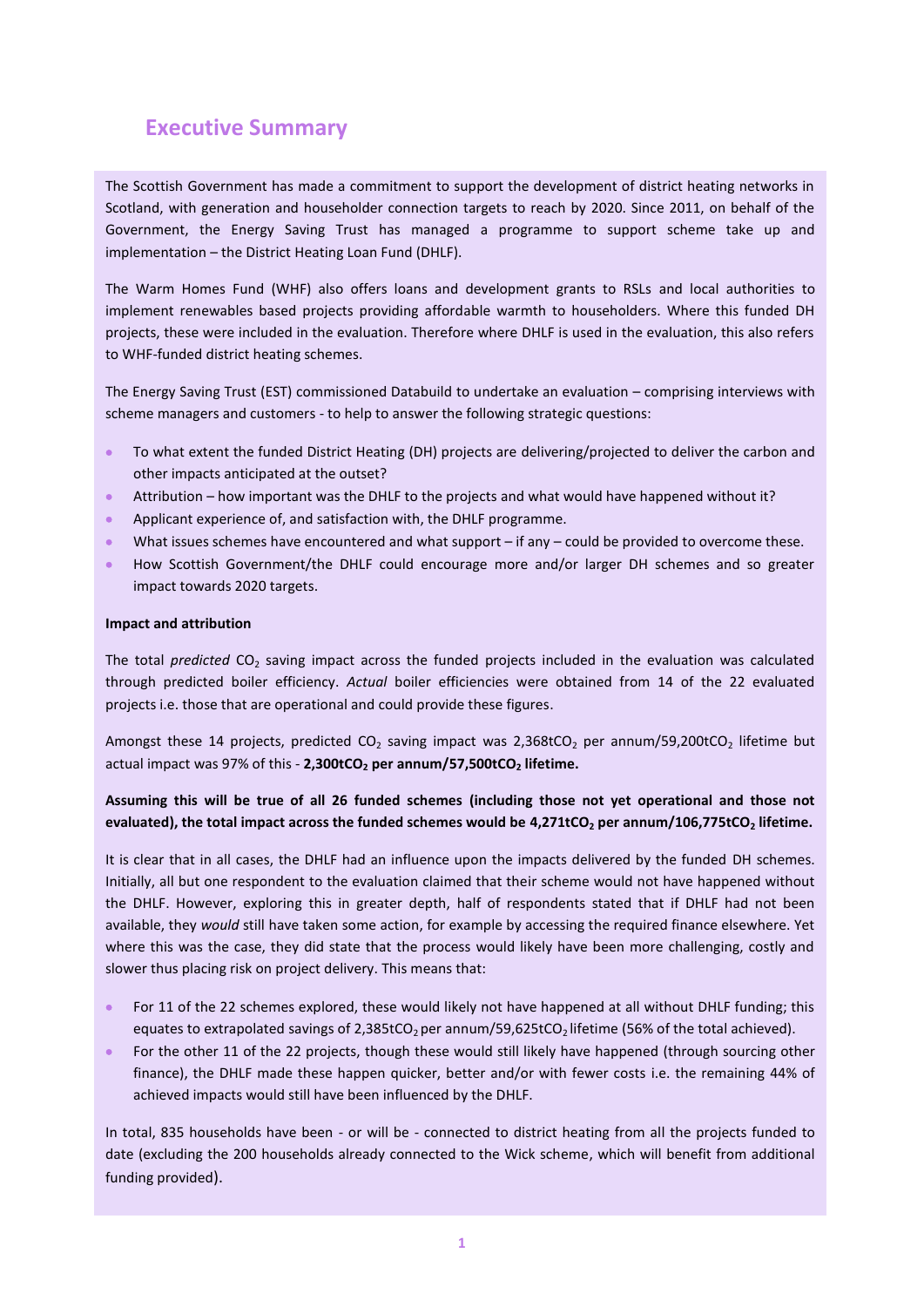## Executive Summary

The Scottish Government has made a commitment to support the development of district heating networks in Scotland, with generation and householder connection targets to reach by 2020. Since 2011, on behalf of the Government, the Energy Saving Trust has managed a programme to support scheme take up and implementation – the District Heating Loan Fund (DHLF).

The Warm Homes Fund (WHF) also offers loans and development grants to RSLs and local authorities to implement renewables based projects providing affordable warmth to householders. Where this funded DH projects, these were included in the evaluation. Therefore where DHLF is used in the evaluation, this also refers to WHF-funded district heating schemes.

The Energy Saving Trust (EST) commissioned Databuild to undertake an evaluation – comprising interviews with scheme managers and customers - to help to answer the following strategic questions:

- To what extent the funded District Heating (DH) projects are delivering/projected to deliver the carbon and other impacts anticipated at the outset?
- Attribution – how important was the DHLF to the projects and what would have happened without it?
- Applicant experience of, and satisfaction with, the DHLF programme.
- What issues schemes have encountered and what support – if any – could be provided to overcome these.
- How Scottish Government/the DHLF could encourage more and/or larger DH schemes and so greater impact towards 2020 targets.

**Impact and attribution**

The total *predicted* $CO_2$ saving impact across the funded projects included in the evaluation was calculated through predicted boiler efficiency. *Actual* boiler efficiencies were obtained from 14 of the 22 evaluated projects i.e. those that are operational and could provide these figures.

Amongst these 14 projects, predicted $CO_2$ saving impact was 2,368t$CO_2$ per annum/59,200t$CO_2$ lifetime but actual impact was 97% of this - **2,300t$CO_2$ per annum/57,500t$CO_2$ lifetime.**

**Assuming this will be true of all 26 funded schemes (including those not yet operational and those not evaluated), the total impact across the funded schemes would be 4,271t$CO_2$ per annum/106,775t$CO_2$ lifetime.**

It is clear that in all cases, the DHLF had an influence upon the impacts delivered by the funded DH schemes. Initially, all but one respondent to the evaluation claimed that their scheme would not have happened without the DHLF. However, exploring this in greater depth, half of respondents stated that if DHLF had not been available, they *would* still have taken some action, for example by accessing the required finance elsewhere. Yet where this was the case, they did state that the process would likely have been more challenging, costly and slower thus placing risk on project delivery. This means that:

- For 11 of the 22 schemes explored, these would likely not have happened at all without DHLF funding; this equates to extrapolated savings of 2,385t$CO_2$ per annum/59,625t$CO_2$ lifetime (56% of the total achieved).
- For the other 11 of the 22 projects, though these would still likely have happened (through sourcing other finance), the DHLF made these happen quicker, better and/or with fewer costs i.e. the remaining 44% of achieved impacts would still have been influenced by the DHLF.

In total, 835 households have been - or will be - connected to district heating from all the projects funded to date (excluding the 200 households already connected to the Wick scheme, which will benefit from additional funding provided).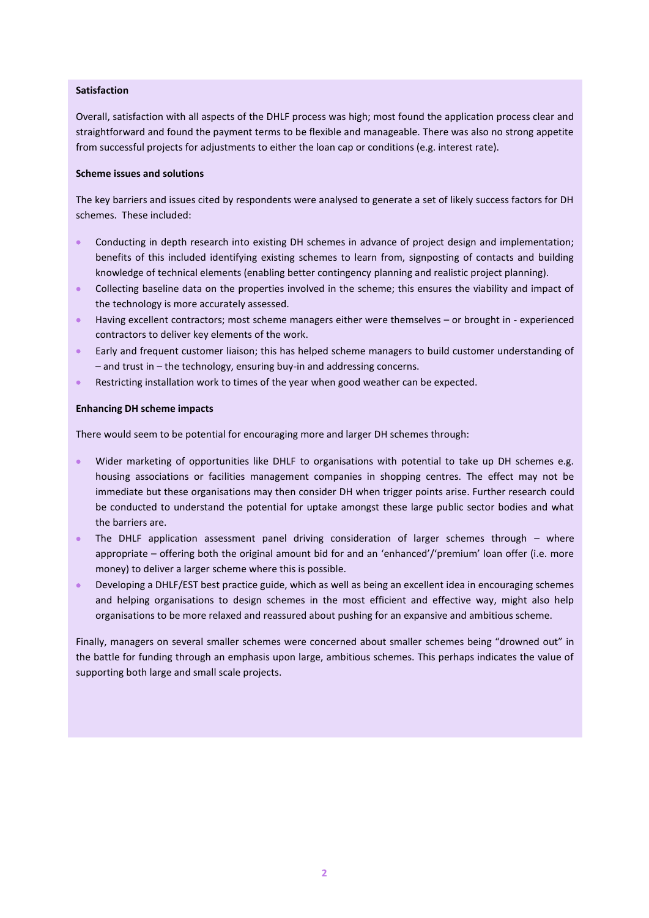**Satisfaction**

Overall, satisfaction with all aspects of the DHLF process was high; most found the application process clear and straightforward and found the payment terms to be flexible and manageable. There was also no strong appetite from successful projects for adjustments to either the loan cap or conditions (e.g. interest rate).

**Scheme issues and solutions**

The key barriers and issues cited by respondents were analysed to generate a set of likely success factors for DH schemes. These included:

- Conducting in depth research into existing DH schemes in advance of project design and implementation; benefits of this included identifying existing schemes to learn from, signposting of contacts and building knowledge of technical elements (enabling better contingency planning and realistic project planning).
- Collecting baseline data on the properties involved in the scheme; this ensures the viability and impact of the technology is more accurately assessed.
- Having excellent contractors; most scheme managers either were themselves – or brought in - experienced contractors to deliver key elements of the work.
- Early and frequent customer liaison; this has helped scheme managers to build customer understanding of – and trust in – the technology, ensuring buy-in and addressing concerns.
- Restricting installation work to times of the year when good weather can be expected.

**Enhancing DH scheme impacts**

There would seem to be potential for encouraging more and larger DH schemes through:

- Wider marketing of opportunities like DHLF to organisations with potential to take up DH schemes e.g. housing associations or facilities management companies in shopping centres. The effect may not be immediate but these organisations may then consider DH when trigger points arise. Further research could be conducted to understand the potential for uptake amongst these large public sector bodies and what the barriers are.
- The DHLF application assessment panel driving consideration of larger schemes through – where appropriate – offering both the original amount bid for and an 'enhanced'/'premium' loan offer (i.e. more money) to deliver a larger scheme where this is possible.
- Developing a DHLF/EST best practice guide, which as well as being an excellent idea in encouraging schemes and helping organisations to design schemes in the most efficient and effective way, might also help organisations to be more relaxed and reassured about pushing for an expansive and ambitious scheme.

Finally, managers on several smaller schemes were concerned about smaller schemes being "drowned out" in the battle for funding through an emphasis upon large, ambitious schemes. This perhaps indicates the value of supporting both large and small scale projects.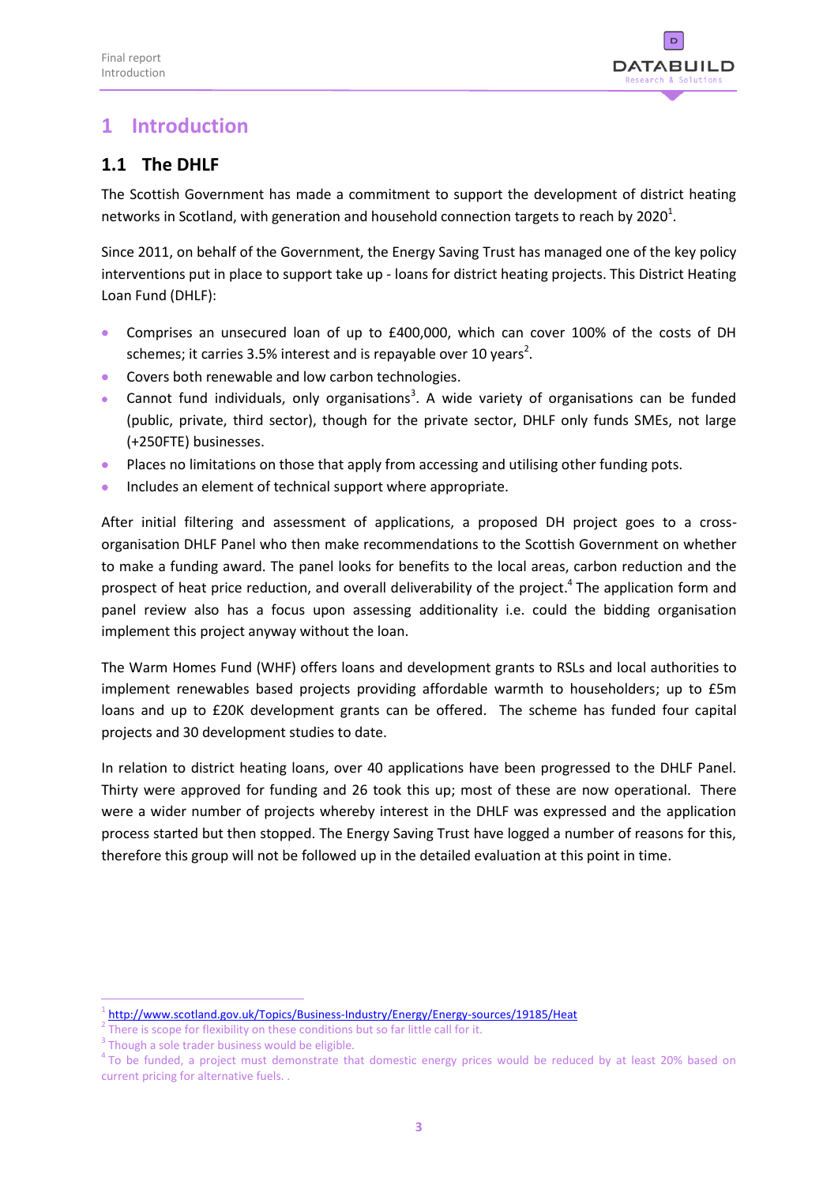# 1 Introduction

## 1.1 The DHLF

The Scottish Government has made a commitment to support the development of district heating networks in Scotland, with generation and household connection targets to reach by 2020[1].

Since 2011, on behalf of the Government, the Energy Saving Trust has managed one of the key policy interventions put in place to support take up - loans for district heating projects. This District Heating Loan Fund (DHLF):

- Comprises an unsecured loan of up to £400,000, which can cover 100% of the costs of DH schemes; it carries 3.5% interest and is repayable over 10 years[2].
- Covers both renewable and low carbon technologies.
- Cannot fund individuals, only organisations[3]. A wide variety of organisations can be funded (public, private, third sector), though for the private sector, DHLF only funds SMEs, not large (+250FTE) businesses.
- Places no limitations on those that apply from accessing and utilising other funding pots.
- Includes an element of technical support where appropriate.

After initial filtering and assessment of applications, a proposed DH project goes to a cross-organisation DHLF Panel who then make recommendations to the Scottish Government on whether to make a funding award. The panel looks for benefits to the local areas, carbon reduction and the prospect of heat price reduction, and overall deliverability of the project.[4] The application form and panel review also has a focus upon assessing additionality i.e. could the bidding organisation implement this project anyway without the loan.

The Warm Homes Fund (WHF) offers loans and development grants to RSLs and local authorities to implement renewables based projects providing affordable warmth to householders; up to £5m loans and up to £20K development grants can be offered. The scheme has funded four capital projects and 30 development studies to date.

In relation to district heating loans, over 40 applications have been progressed to the DHLF Panel. Thirty were approved for funding and 26 took this up; most of these are now operational. There were a wider number of projects whereby interest in the DHLF was expressed and the application process started but then stopped. The Energy Saving Trust have logged a number of reasons for this, therefore this group will not be followed up in the detailed evaluation at this point in time.

---

[1] http://www.scotland.gov.uk/Topics/Business-Industry/Energy/Energy-sources/19185/Heat

[2] There is scope for flexibility on these conditions but so far little call for it.

[3] Though a sole trader business would be eligible.

[4] To be funded, a project must demonstrate that domestic energy prices would be reduced by at least 20% based on current pricing for alternative fuels. .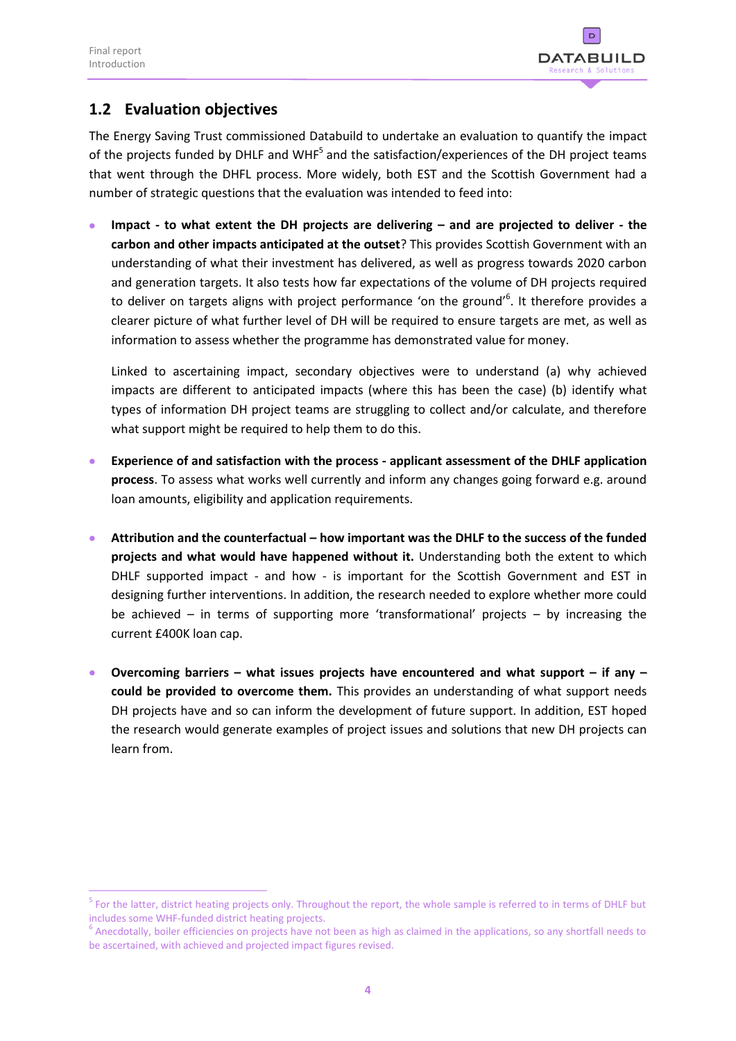## 1.2 Evaluation objectives

The Energy Saving Trust commissioned Databuild to undertake an evaluation to quantify the impact of the projects funded by DHLF and WHF[5] and the satisfaction/experiences of the DH project teams that went through the DHFL process. More widely, both EST and the Scottish Government had a number of strategic questions that the evaluation was intended to feed into:

- **Impact - to what extent the DH projects are delivering – and are projected to deliver - the carbon and other impacts anticipated at the outset**? This provides Scottish Government with an understanding of what their investment has delivered, as well as progress towards 2020 carbon and generation targets. It also tests how far expectations of the volume of DH projects required to deliver on targets aligns with project performance 'on the ground'[6]. It therefore provides a clearer picture of what further level of DH will be required to ensure targets are met, as well as information to assess whether the programme has demonstrated value for money.

  Linked to ascertaining impact, secondary objectives were to understand (a) why achieved impacts are different to anticipated impacts (where this has been the case) (b) identify what types of information DH project teams are struggling to collect and/or calculate, and therefore what support might be required to help them to do this.

- **Experience of and satisfaction with the process - applicant assessment of the DHLF application process**. To assess what works well currently and inform any changes going forward e.g. around loan amounts, eligibility and application requirements.

- **Attribution and the counterfactual – how important was the DHLF to the success of the funded projects and what would have happened without it.** Understanding both the extent to which DHLF supported impact - and how - is important for the Scottish Government and EST in designing further interventions. In addition, the research needed to explore whether more could be achieved – in terms of supporting more 'transformational' projects – by increasing the current £400K loan cap.

- **Overcoming barriers – what issues projects have encountered and what support – if any – could be provided to overcome them.** This provides an understanding of what support needs DH projects have and so can inform the development of future support. In addition, EST hoped the research would generate examples of project issues and solutions that new DH projects can learn from.

---

[5] For the latter, district heating projects only. Throughout the report, the whole sample is referred to in terms of DHLF but includes some WHF-funded district heating projects.

[6] Anecdotally, boiler efficiencies on projects have not been as high as claimed in the applications, so any shortfall needs to be ascertained, with achieved and projected impact figures revised.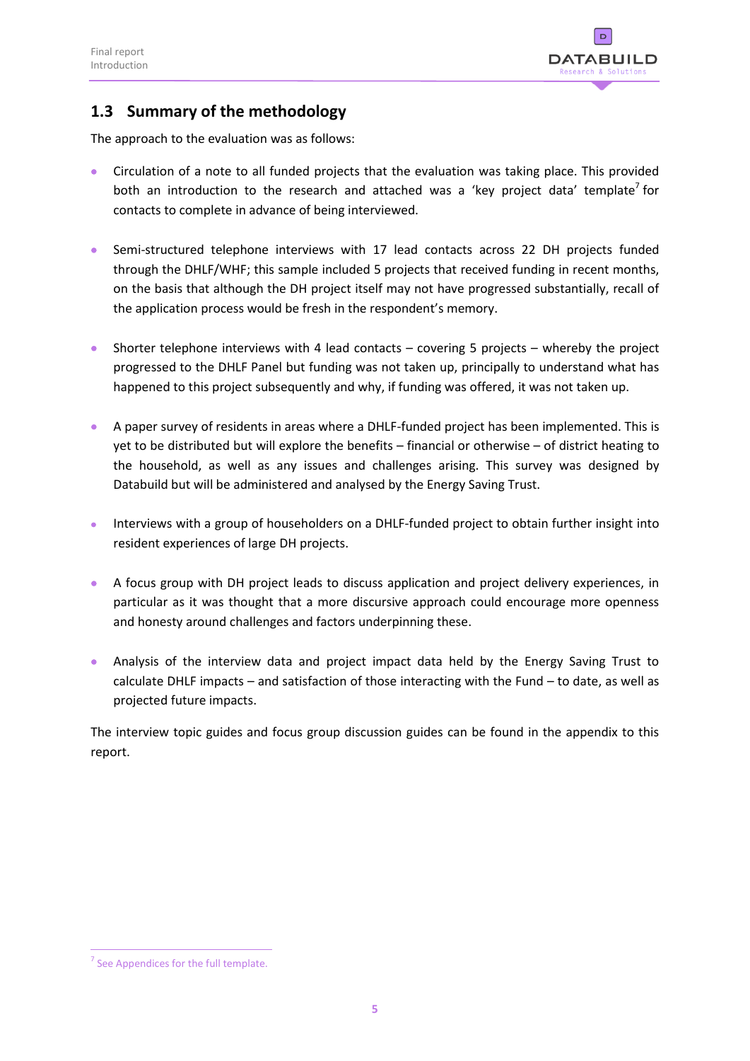## 1.3 Summary of the methodology

The approach to the evaluation was as follows:

- Circulation of a note to all funded projects that the evaluation was taking place. This provided both an introduction to the research and attached was a 'key project data' template[7] for contacts to complete in advance of being interviewed.

- Semi-structured telephone interviews with 17 lead contacts across 22 DH projects funded through the DHLF/WHF; this sample included 5 projects that received funding in recent months, on the basis that although the DH project itself may not have progressed substantially, recall of the application process would be fresh in the respondent's memory.

- Shorter telephone interviews with 4 lead contacts – covering 5 projects – whereby the project progressed to the DHLF Panel but funding was not taken up, principally to understand what has happened to this project subsequently and why, if funding was offered, it was not taken up.

- A paper survey of residents in areas where a DHLF-funded project has been implemented. This is yet to be distributed but will explore the benefits – financial or otherwise – of district heating to the household, as well as any issues and challenges arising. This survey was designed by Databuild but will be administered and analysed by the Energy Saving Trust.

- Interviews with a group of householders on a DHLF-funded project to obtain further insight into resident experiences of large DH projects.

- A focus group with DH project leads to discuss application and project delivery experiences, in particular as it was thought that a more discursive approach could encourage more openness and honesty around challenges and factors underpinning these.

- Analysis of the interview data and project impact data held by the Energy Saving Trust to calculate DHLF impacts – and satisfaction of those interacting with the Fund – to date, as well as projected future impacts.

The interview topic guides and focus group discussion guides can be found in the appendix to this report.

[7] See Appendices for the full template.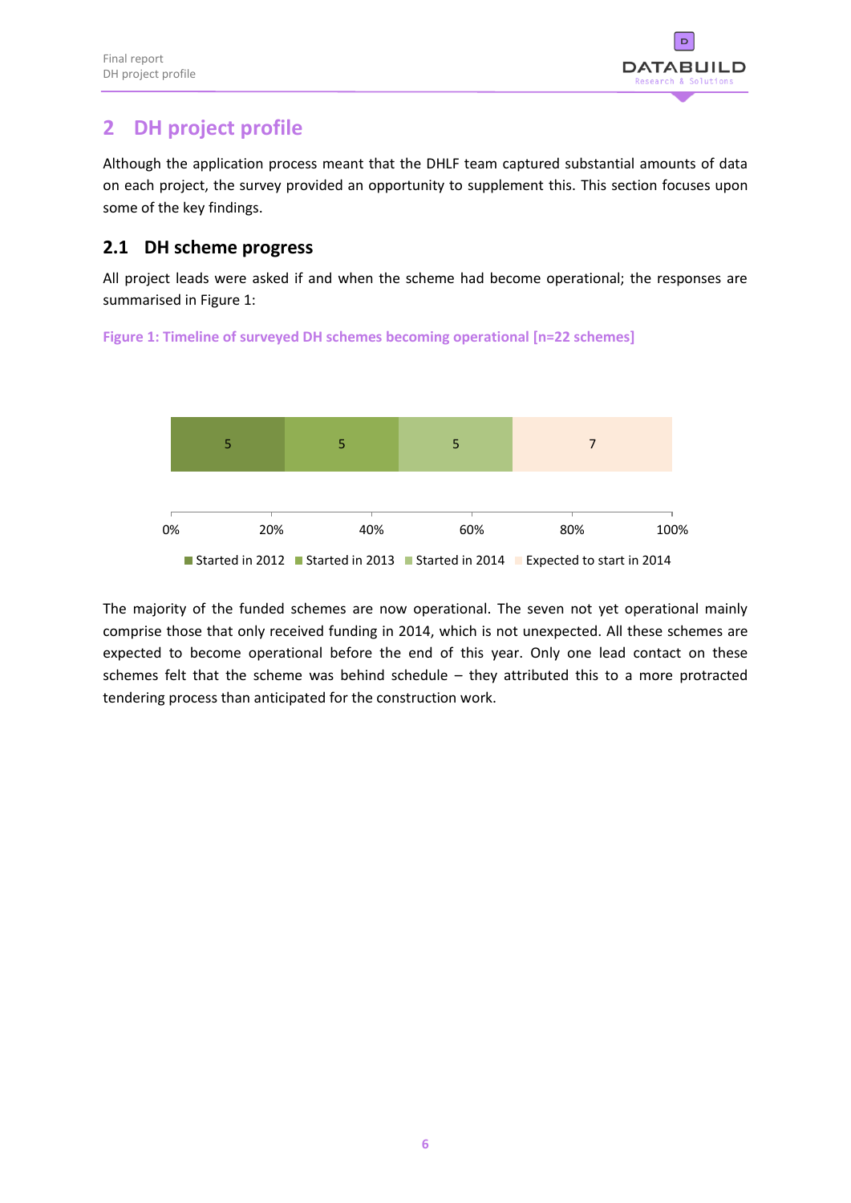# 2 DH project profile

Although the application process meant that the DHLF team captured substantial amounts of data on each project, the survey provided an opportunity to supplement this. This section focuses upon some of the key findings.

## 2.1 DH scheme progress

All project leads were asked if and when the scheme had become operational; the responses are summarised in Figure 1:

**Figure 1: Timeline of surveyed DH schemes becoming operational [n=22 schemes]**

| Started in 2012 | Started in 2013 | Started in 2014 | Expected to start in 2014 |
|---|---|---|---|
| 5 | 5 | 5 | 7 |

The majority of the funded schemes are now operational. The seven not yet operational mainly comprise those that only received funding in 2014, which is not unexpected. All these schemes are expected to become operational before the end of this year. Only one lead contact on these schemes felt that the scheme was behind schedule – they attributed this to a more protracted tendering process than anticipated for the construction work.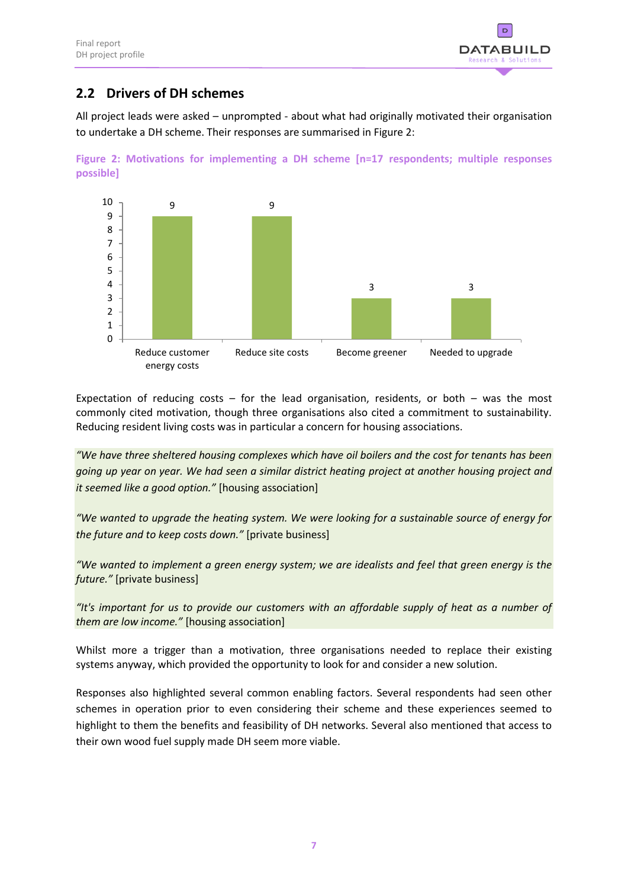## 2.2 Drivers of DH schemes

All project leads were asked – unprompted - about what had originally motivated their organisation to undertake a DH scheme. Their responses are summarised in Figure 2:

**Figure 2: Motivations for implementing a DH scheme [n=17 respondents; multiple responses possible]**

| Motivation | Count |
| --- | --- |
| Reduce customer energy costs | 9 |
| Reduce site costs | 9 |
| Become greener | 3 |
| Needed to upgrade | 3 |

Expectation of reducing costs – for the lead organisation, residents, or both – was the most commonly cited motivation, though three organisations also cited a commitment to sustainability. Reducing resident living costs was in particular a concern for housing associations.

*"We have three sheltered housing complexes which have oil boilers and the cost for tenants has been going up year on year. We had seen a similar district heating project at another housing project and it seemed like a good option."* [housing association]

*"We wanted to upgrade the heating system. We were looking for a sustainable source of energy for the future and to keep costs down."* [private business]

*"We wanted to implement a green energy system; we are idealists and feel that green energy is the future."* [private business]

*"It's important for us to provide our customers with an affordable supply of heat as a number of them are low income."* [housing association]

Whilst more a trigger than a motivation, three organisations needed to replace their existing systems anyway, which provided the opportunity to look for and consider a new solution.

Responses also highlighted several common enabling factors. Several respondents had seen other schemes in operation prior to even considering their scheme and these experiences seemed to highlight to them the benefits and feasibility of DH networks. Several also mentioned that access to their own wood fuel supply made DH seem more viable.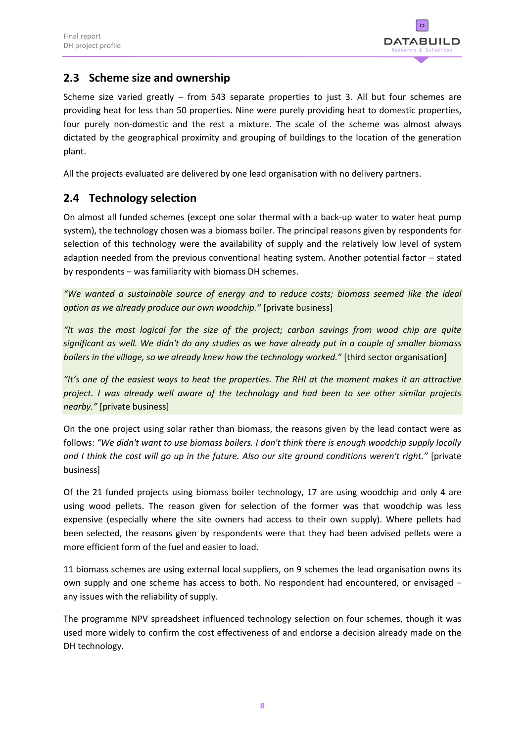## 2.3 Scheme size and ownership

Scheme size varied greatly – from 543 separate properties to just 3. All but four schemes are providing heat for less than 50 properties. Nine were purely providing heat to domestic properties, four purely non-domestic and the rest a mixture. The scale of the scheme was almost always dictated by the geographical proximity and grouping of buildings to the location of the generation plant.

All the projects evaluated are delivered by one lead organisation with no delivery partners.

## 2.4 Technology selection

On almost all funded schemes (except one solar thermal with a back-up water to water heat pump system), the technology chosen was a biomass boiler. The principal reasons given by respondents for selection of this technology were the availability of supply and the relatively low level of system adaption needed from the previous conventional heating system. Another potential factor – stated by respondents – was familiarity with biomass DH schemes.

*"We wanted a sustainable source of energy and to reduce costs; biomass seemed like the ideal option as we already produce our own woodchip."* [private business]

*"It was the most logical for the size of the project; carbon savings from wood chip are quite significant as well. We didn't do any studies as we have already put in a couple of smaller biomass boilers in the village, so we already knew how the technology worked."* [third sector organisation]

*"It's one of the easiest ways to heat the properties. The RHI at the moment makes it an attractive project. I was already well aware of the technology and had been to see other similar projects nearby."* [private business]

On the one project using solar rather than biomass, the reasons given by the lead contact were as follows: *"We didn't want to use biomass boilers. I don't think there is enough woodchip supply locally and I think the cost will go up in the future. Also our site ground conditions weren't right."* [private business]

Of the 21 funded projects using biomass boiler technology, 17 are using woodchip and only 4 are using wood pellets. The reason given for selection of the former was that woodchip was less expensive (especially where the site owners had access to their own supply). Where pellets had been selected, the reasons given by respondents were that they had been advised pellets were a more efficient form of the fuel and easier to load.

11 biomass schemes are using external local suppliers, on 9 schemes the lead organisation owns its own supply and one scheme has access to both. No respondent had encountered, or envisaged – any issues with the reliability of supply.

The programme NPV spreadsheet influenced technology selection on four schemes, though it was used more widely to confirm the cost effectiveness of and endorse a decision already made on the DH technology.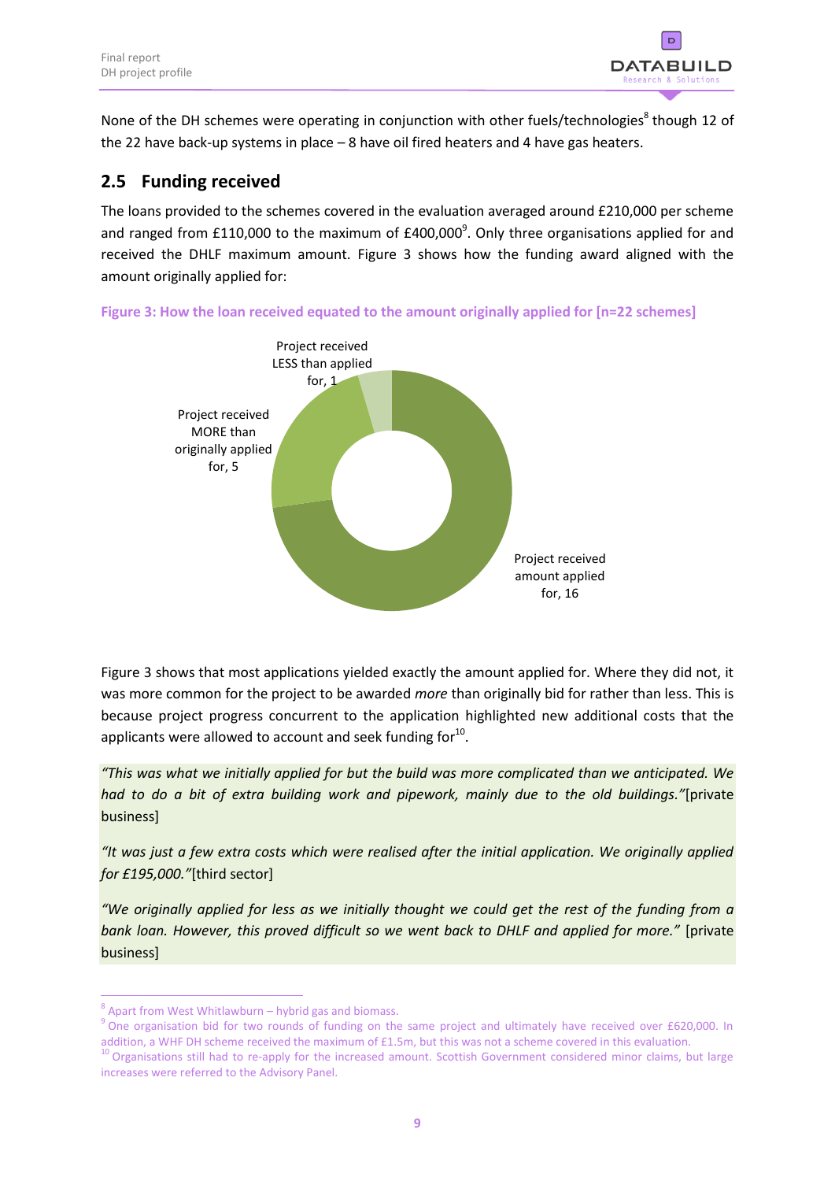None of the DH schemes were operating in conjunction with other fuels/technologies[8] though 12 of the 22 have back-up systems in place – 8 have oil fired heaters and 4 have gas heaters.

## 2.5 Funding received

The loans provided to the schemes covered in the evaluation averaged around £210,000 per scheme and ranged from £110,000 to the maximum of £400,000[9]. Only three organisations applied for and received the DHLF maximum amount. Figure 3 shows how the funding award aligned with the amount originally applied for:

**Figure 3: How the loan received equated to the amount originally applied for [n=22 schemes]**

Project received LESS than applied for, 1

Project received MORE than originally applied for, 5

Project received amount applied for, 16

Figure 3 shows that most applications yielded exactly the amount applied for. Where they did not, it was more common for the project to be awarded *more* than originally bid for rather than less. This is because project progress concurrent to the application highlighted new additional costs that the applicants were allowed to account and seek funding for[10].

*"This was what we initially applied for but the build was more complicated than we anticipated. We had to do a bit of extra building work and pipework, mainly due to the old buildings."*[private business]

*"It was just a few extra costs which were realised after the initial application. We originally applied for £195,000."*[third sector]

*"We originally applied for less as we initially thought we could get the rest of the funding from a bank loan. However, this proved difficult so we went back to DHLF and applied for more."* [private business]

---

[8] Apart from West Whitlawburn – hybrid gas and biomass.

[9] One organisation bid for two rounds of funding on the same project and ultimately have received over £620,000. In addition, a WHF DH scheme received the maximum of £1.5m, but this was not a scheme covered in this evaluation.

[10] Organisations still had to re-apply for the increased amount. Scottish Government considered minor claims, but large increases were referred to the Advisory Panel.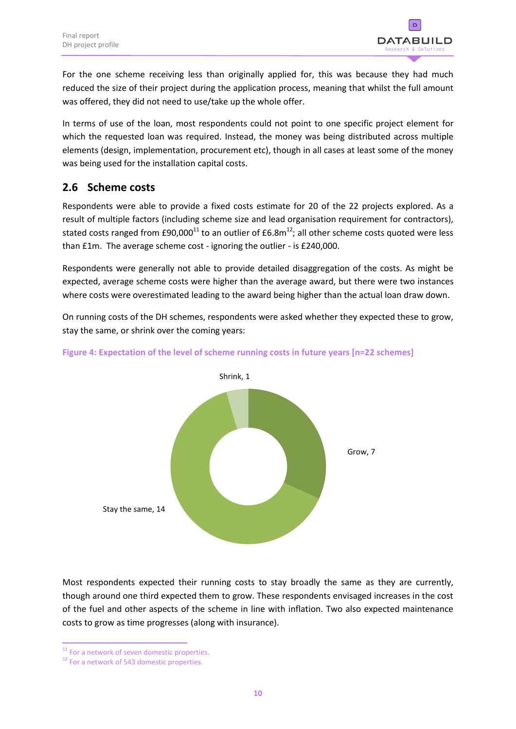For the one scheme receiving less than originally applied for, this was because they had much reduced the size of their project during the application process, meaning that whilst the full amount was offered, they did not need to use/take up the whole offer.

In terms of use of the loan, most respondents could not point to one specific project element for which the requested loan was required. Instead, the money was being distributed across multiple elements (design, implementation, procurement etc), though in all cases at least some of the money was being used for the installation capital costs.

## 2.6 Scheme costs

Respondents were able to provide a fixed costs estimate for 20 of the 22 projects explored. As a result of multiple factors (including scheme size and lead organisation requirement for contractors), stated costs ranged from £90,000[11] to an outlier of £6.8m[12]; all other scheme costs quoted were less than £1m. The average scheme cost - ignoring the outlier - is £240,000.

Respondents were generally not able to provide detailed disaggregation of the costs. As might be expected, average scheme costs were higher than the average award, but there were two instances where costs were overestimated leading to the award being higher than the actual loan draw down.

On running costs of the DH schemes, respondents were asked whether they expected these to grow, stay the same, or shrink over the coming years:

**Figure 4: Expectation of the level of scheme running costs in future years [n=22 schemes]**

| Expectation | Number of schemes |
| --- | --- |
| Grow | 7 |
| Stay the same | 14 |
| Shrink | 1 |

Most respondents expected their running costs to stay broadly the same as they are currently, though around one third expected them to grow. These respondents envisaged increases in the cost of the fuel and other aspects of the scheme in line with inflation. Two also expected maintenance costs to grow as time progresses (along with insurance).

[11] For a network of seven domestic properties.
[12] For a network of 543 domestic properties.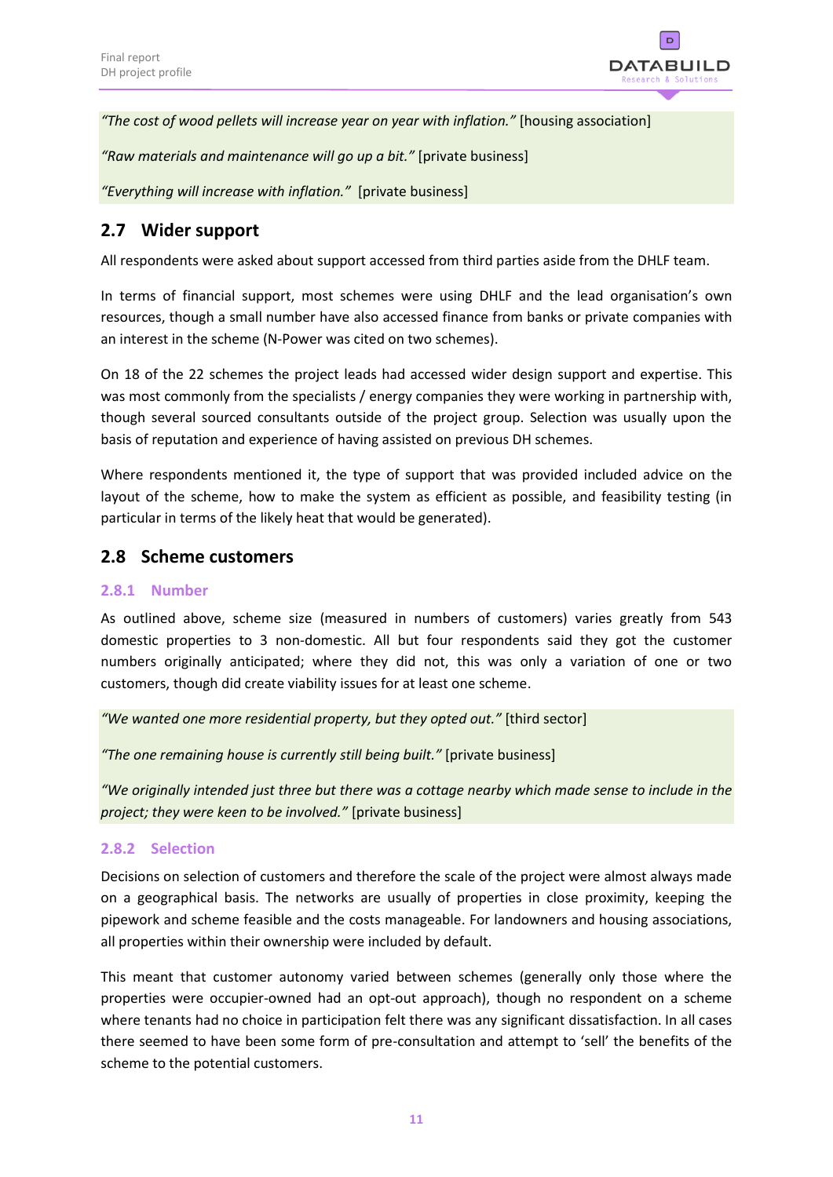*"The cost of wood pellets will increase year on year with inflation."* [housing association]

*"Raw materials and maintenance will go up a bit."* [private business]

*"Everything will increase with inflation."* [private business]

## 2.7 Wider support

All respondents were asked about support accessed from third parties aside from the DHLF team.

In terms of financial support, most schemes were using DHLF and the lead organisation's own resources, though a small number have also accessed finance from banks or private companies with an interest in the scheme (N-Power was cited on two schemes).

On 18 of the 22 schemes the project leads had accessed wider design support and expertise. This was most commonly from the specialists / energy companies they were working in partnership with, though several sourced consultants outside of the project group. Selection was usually upon the basis of reputation and experience of having assisted on previous DH schemes.

Where respondents mentioned it, the type of support that was provided included advice on the layout of the scheme, how to make the system as efficient as possible, and feasibility testing (in particular in terms of the likely heat that would be generated).

## 2.8 Scheme customers

### 2.8.1 Number

As outlined above, scheme size (measured in numbers of customers) varies greatly from 543 domestic properties to 3 non-domestic. All but four respondents said they got the customer numbers originally anticipated; where they did not, this was only a variation of one or two customers, though did create viability issues for at least one scheme.

*"We wanted one more residential property, but they opted out."* [third sector]

*"The one remaining house is currently still being built."* [private business]

*"We originally intended just three but there was a cottage nearby which made sense to include in the project; they were keen to be involved."* [private business]

### 2.8.2 Selection

Decisions on selection of customers and therefore the scale of the project were almost always made on a geographical basis. The networks are usually of properties in close proximity, keeping the pipework and scheme feasible and the costs manageable. For landowners and housing associations, all properties within their ownership were included by default.

This meant that customer autonomy varied between schemes (generally only those where the properties were occupier-owned had an opt-out approach), though no respondent on a scheme where tenants had no choice in participation felt there was any significant dissatisfaction. In all cases there seemed to have been some form of pre-consultation and attempt to 'sell' the benefits of the scheme to the potential customers.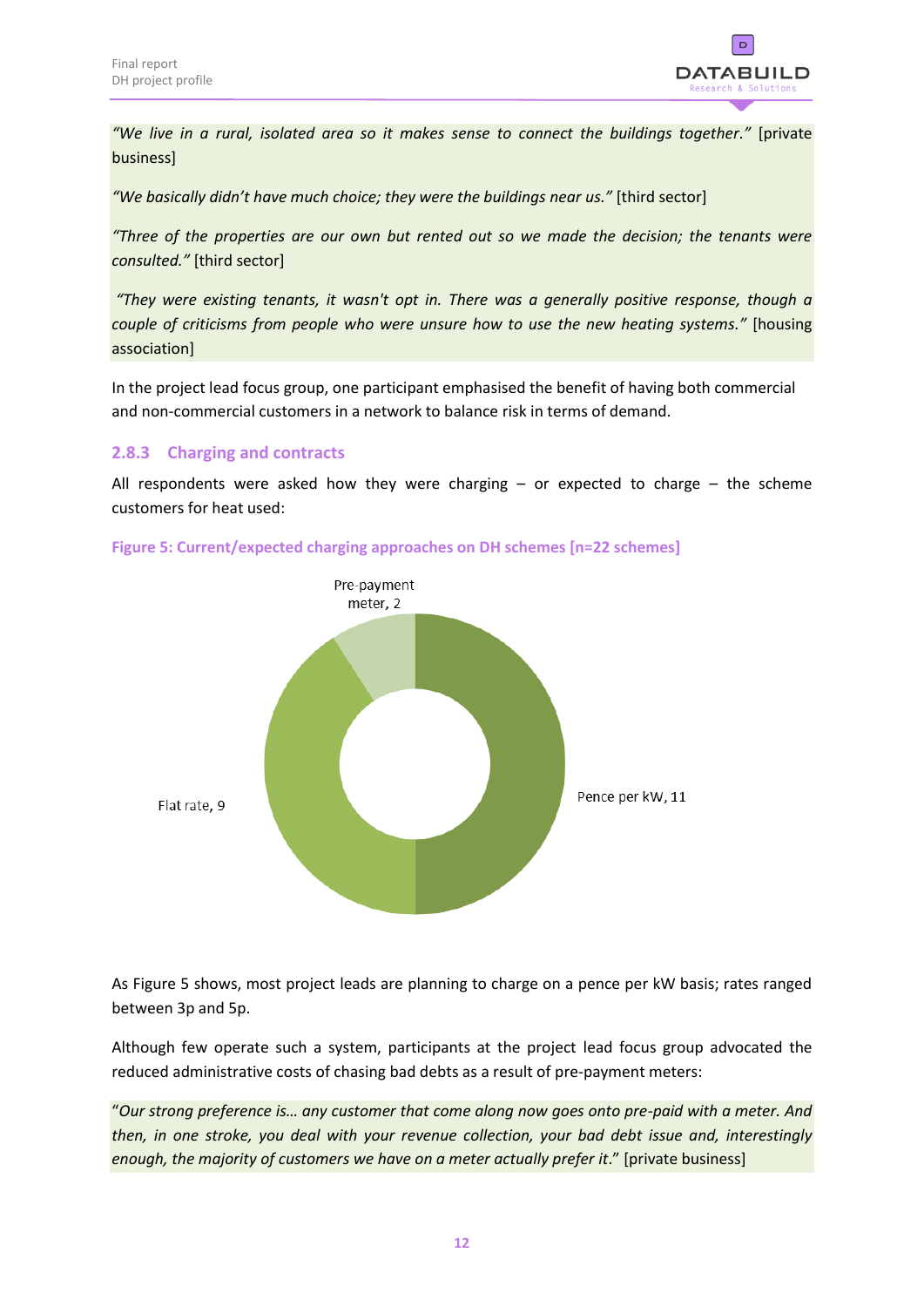*"We live in a rural, isolated area so it makes sense to connect the buildings together."* [private business]

*"We basically didn't have much choice; they were the buildings near us."* [third sector]

*"Three of the properties are our own but rented out so we made the decision; the tenants were consulted."* [third sector]

*"They were existing tenants, it wasn't opt in. There was a generally positive response, though a couple of criticisms from people who were unsure how to use the new heating systems."* [housing association]

In the project lead focus group, one participant emphasised the benefit of having both commercial and non-commercial customers in a network to balance risk in terms of demand.

### 2.8.3 Charging and contracts

All respondents were asked how they were charging – or expected to charge – the scheme customers for heat used:

**Figure 5: Current/expected charging approaches on DH schemes [n=22 schemes]**

| Charging approach | Number of schemes |
|---|---|
| Pence per kW | 11 |
| Flat rate | 9 |
| Pre-payment meter | 2 |

As Figure 5 shows, most project leads are planning to charge on a pence per kW basis; rates ranged between 3p and 5p.

Although few operate such a system, participants at the project lead focus group advocated the reduced administrative costs of chasing bad debts as a result of pre-payment meters:

"*Our strong preference is… any customer that come along now goes onto pre-paid with a meter. And then, in one stroke, you deal with your revenue collection, your bad debt issue and, interestingly enough, the majority of customers we have on a meter actually prefer it*." [private business]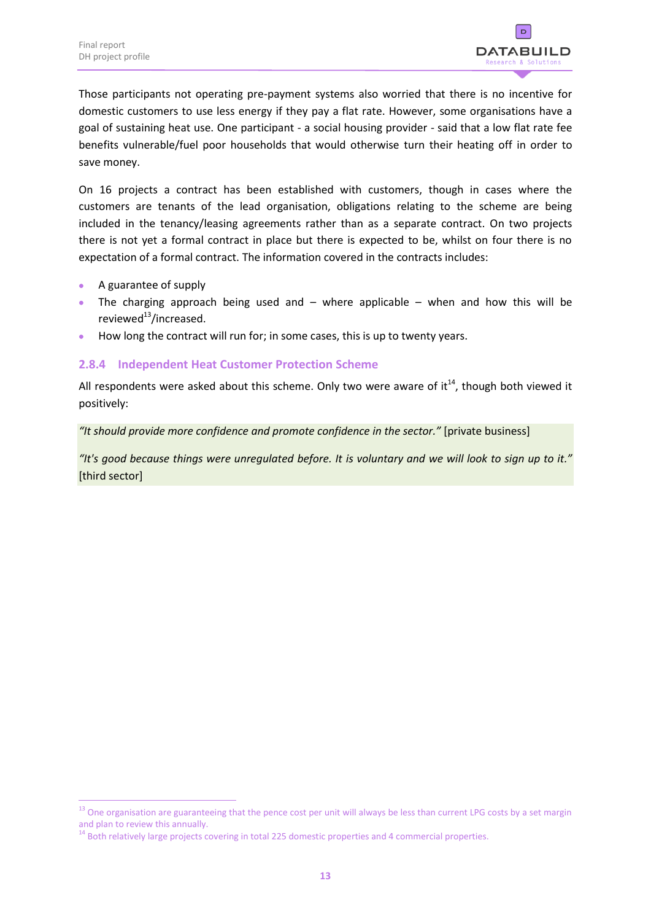Those participants not operating pre-payment systems also worried that there is no incentive for domestic customers to use less energy if they pay a flat rate. However, some organisations have a goal of sustaining heat use. One participant - a social housing provider - said that a low flat rate fee benefits vulnerable/fuel poor households that would otherwise turn their heating off in order to save money.

On 16 projects a contract has been established with customers, though in cases where the customers are tenants of the lead organisation, obligations relating to the scheme are being included in the tenancy/leasing agreements rather than as a separate contract. On two projects there is not yet a formal contract in place but there is expected to be, whilst on four there is no expectation of a formal contract. The information covered in the contracts includes:

- A guarantee of supply
- The charging approach being used and – where applicable – when and how this will be reviewed[13]/increased.
- How long the contract will run for; in some cases, this is up to twenty years.

### 2.8.4 Independent Heat Customer Protection Scheme

All respondents were asked about this scheme. Only two were aware of it[14], though both viewed it positively:

*"It should provide more confidence and promote confidence in the sector."* [private business]

*"It's good because things were unregulated before. It is voluntary and we will look to sign up to it."* [third sector]

---

[13] One organisation are guaranteeing that the pence cost per unit will always be less than current LPG costs by a set margin and plan to review this annually.

[14] Both relatively large projects covering in total 225 domestic properties and 4 commercial properties.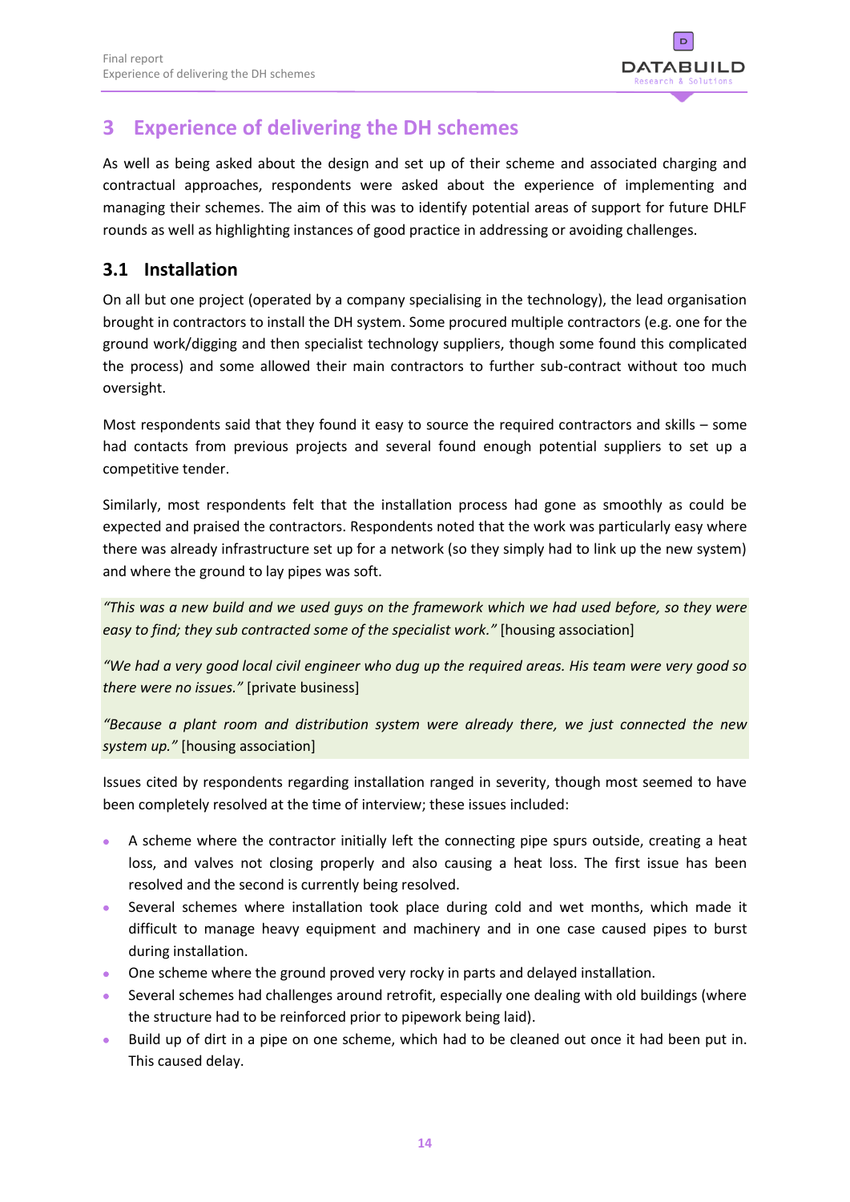# 3 Experience of delivering the DH schemes

As well as being asked about the design and set up of their scheme and associated charging and contractual approaches, respondents were asked about the experience of implementing and managing their schemes. The aim of this was to identify potential areas of support for future DHLF rounds as well as highlighting instances of good practice in addressing or avoiding challenges.

## 3.1 Installation

On all but one project (operated by a company specialising in the technology), the lead organisation brought in contractors to install the DH system. Some procured multiple contractors (e.g. one for the ground work/digging and then specialist technology suppliers, though some found this complicated the process) and some allowed their main contractors to further sub-contract without too much oversight.

Most respondents said that they found it easy to source the required contractors and skills – some had contacts from previous projects and several found enough potential suppliers to set up a competitive tender.

Similarly, most respondents felt that the installation process had gone as smoothly as could be expected and praised the contractors. Respondents noted that the work was particularly easy where there was already infrastructure set up for a network (so they simply had to link up the new system) and where the ground to lay pipes was soft.

*"This was a new build and we used guys on the framework which we had used before, so they were easy to find; they sub contracted some of the specialist work."* [housing association]

*"We had a very good local civil engineer who dug up the required areas. His team were very good so there were no issues."* [private business]

*"Because a plant room and distribution system were already there, we just connected the new system up."* [housing association]

Issues cited by respondents regarding installation ranged in severity, though most seemed to have been completely resolved at the time of interview; these issues included:

- A scheme where the contractor initially left the connecting pipe spurs outside, creating a heat loss, and valves not closing properly and also causing a heat loss. The first issue has been resolved and the second is currently being resolved.
- Several schemes where installation took place during cold and wet months, which made it difficult to manage heavy equipment and machinery and in one case caused pipes to burst during installation.
- One scheme where the ground proved very rocky in parts and delayed installation.
- Several schemes had challenges around retrofit, especially one dealing with old buildings (where the structure had to be reinforced prior to pipework being laid).
- Build up of dirt in a pipe on one scheme, which had to be cleaned out once it had been put in. This caused delay.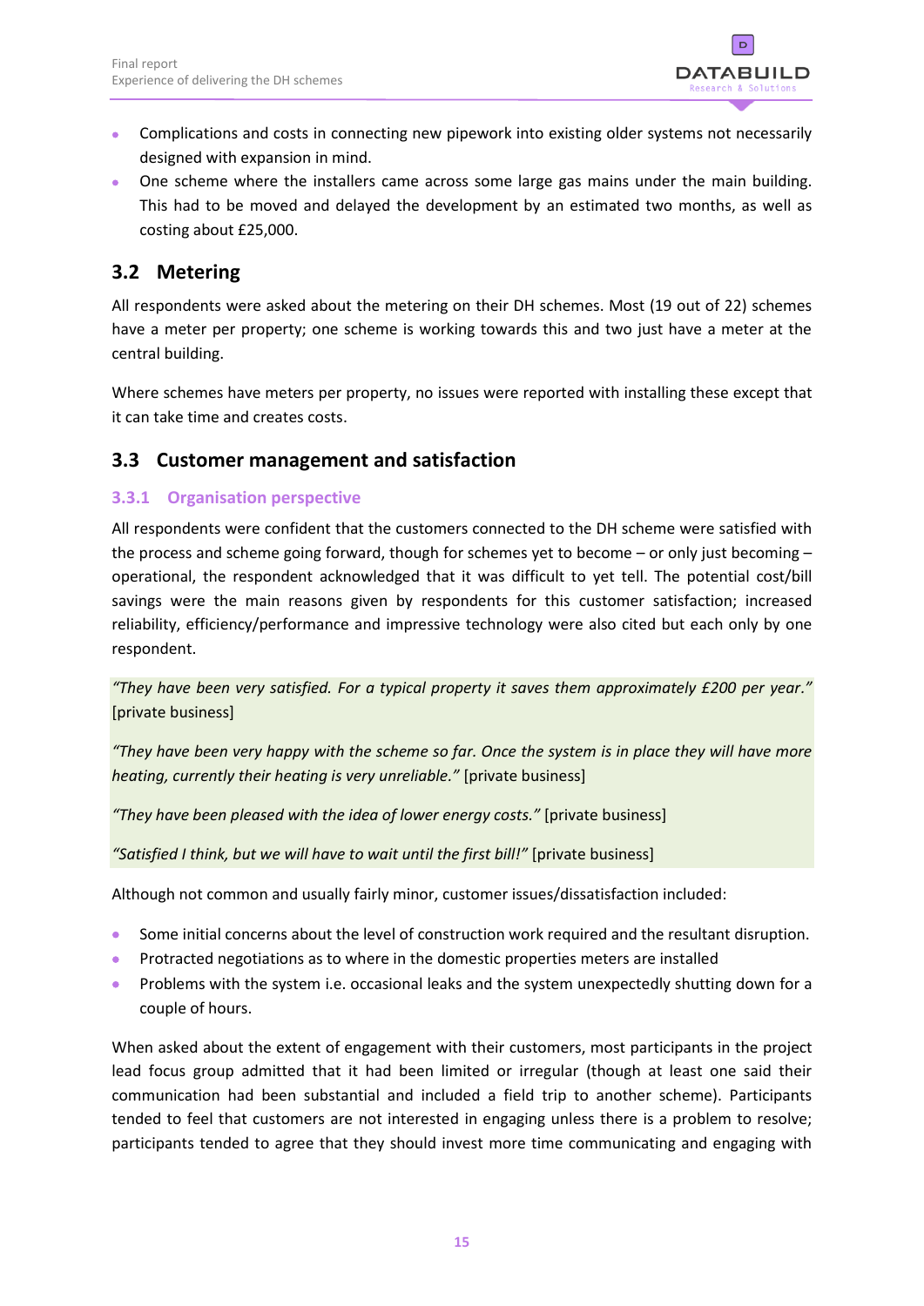- Complications and costs in connecting new pipework into existing older systems not necessarily designed with expansion in mind.
- One scheme where the installers came across some large gas mains under the main building. This had to be moved and delayed the development by an estimated two months, as well as costing about £25,000.

## 3.2 Metering

All respondents were asked about the metering on their DH schemes. Most (19 out of 22) schemes have a meter per property; one scheme is working towards this and two just have a meter at the central building.

Where schemes have meters per property, no issues were reported with installing these except that it can take time and creates costs.

## 3.3 Customer management and satisfaction

### 3.3.1 Organisation perspective

All respondents were confident that the customers connected to the DH scheme were satisfied with the process and scheme going forward, though for schemes yet to become – or only just becoming – operational, the respondent acknowledged that it was difficult to yet tell. The potential cost/bill savings were the main reasons given by respondents for this customer satisfaction; increased reliability, efficiency/performance and impressive technology were also cited but each only by one respondent.

*"They have been very satisfied. For a typical property it saves them approximately £200 per year."* [private business]

*"They have been very happy with the scheme so far. Once the system is in place they will have more heating, currently their heating is very unreliable."* [private business]

*"They have been pleased with the idea of lower energy costs."* [private business]

*"Satisfied I think, but we will have to wait until the first bill!"* [private business]

Although not common and usually fairly minor, customer issues/dissatisfaction included:

- Some initial concerns about the level of construction work required and the resultant disruption.
- Protracted negotiations as to where in the domestic properties meters are installed
- Problems with the system i.e. occasional leaks and the system unexpectedly shutting down for a couple of hours.

When asked about the extent of engagement with their customers, most participants in the project lead focus group admitted that it had been limited or irregular (though at least one said their communication had been substantial and included a field trip to another scheme). Participants tended to feel that customers are not interested in engaging unless there is a problem to resolve; participants tended to agree that they should invest more time communicating and engaging with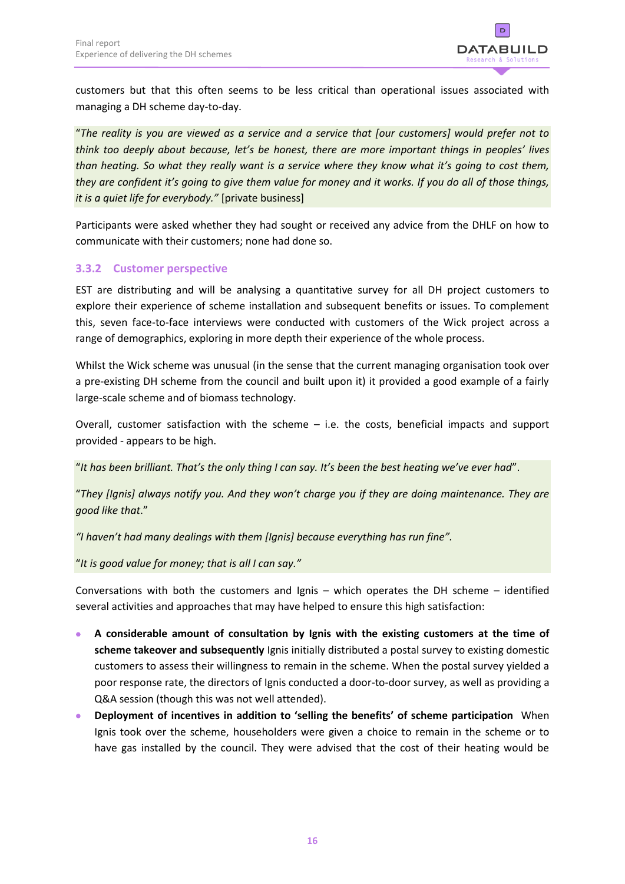customers but that this often seems to be less critical than operational issues associated with managing a DH scheme day-to-day.

"*The reality is you are viewed as a service and a service that [our customers] would prefer not to think too deeply about because, let's be honest, there are more important things in peoples' lives than heating. So what they really want is a service where they know what it's going to cost them, they are confident it's going to give them value for money and it works. If you do all of those things, it is a quiet life for everybody.*" [private business]

Participants were asked whether they had sought or received any advice from the DHLF on how to communicate with their customers; none had done so.

### 3.3.2 Customer perspective

EST are distributing and will be analysing a quantitative survey for all DH project customers to explore their experience of scheme installation and subsequent benefits or issues. To complement this, seven face-to-face interviews were conducted with customers of the Wick project across a range of demographics, exploring in more depth their experience of the whole process.

Whilst the Wick scheme was unusual (in the sense that the current managing organisation took over a pre-existing DH scheme from the council and built upon it) it provided a good example of a fairly large-scale scheme and of biomass technology.

Overall, customer satisfaction with the scheme – i.e. the costs, beneficial impacts and support provided - appears to be high.

"*It has been brilliant. That's the only thing I can say. It's been the best heating we've ever had*".

"*They [Ignis] always notify you. And they won't charge you if they are doing maintenance. They are good like that*."

*"I haven't had many dealings with them [Ignis] because everything has run fine".*

"*It is good value for money; that is all I can say."*

Conversations with both the customers and Ignis – which operates the DH scheme – identified several activities and approaches that may have helped to ensure this high satisfaction:

- **A considerable amount of consultation by Ignis with the existing customers at the time of scheme takeover and subsequently** Ignis initially distributed a postal survey to existing domestic customers to assess their willingness to remain in the scheme. When the postal survey yielded a poor response rate, the directors of Ignis conducted a door-to-door survey, as well as providing a Q&A session (though this was not well attended).
- **Deployment of incentives in addition to 'selling the benefits' of scheme participation** When Ignis took over the scheme, householders were given a choice to remain in the scheme or to have gas installed by the council. They were advised that the cost of their heating would be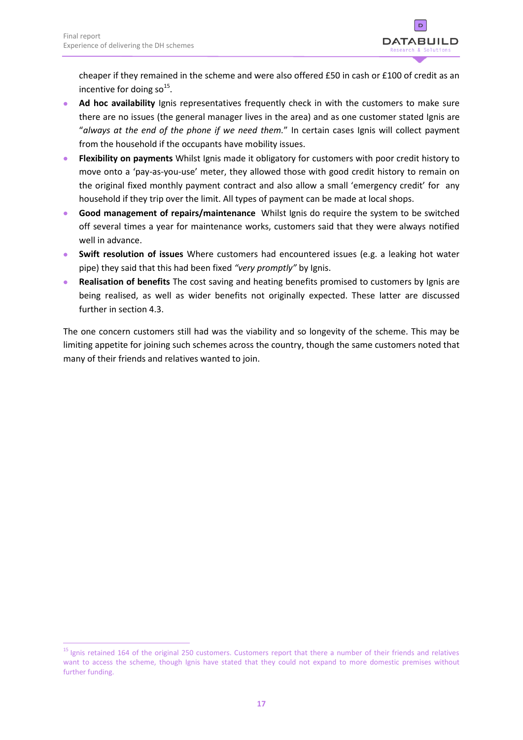cheaper if they remained in the scheme and were also offered £50 in cash or £100 of credit as an incentive for doing so[15].

- **Ad hoc availability** Ignis representatives frequently check in with the customers to make sure there are no issues (the general manager lives in the area) and as one customer stated Ignis are "*always at the end of the phone if we need them.*" In certain cases Ignis will collect payment from the household if the occupants have mobility issues.
- **Flexibility on payments** Whilst Ignis made it obligatory for customers with poor credit history to move onto a 'pay-as-you-use' meter, they allowed those with good credit history to remain on the original fixed monthly payment contract and also allow a small 'emergency credit' for any household if they trip over the limit. All types of payment can be made at local shops.
- **Good management of repairs/maintenance** Whilst Ignis do require the system to be switched off several times a year for maintenance works, customers said that they were always notified well in advance.
- **Swift resolution of issues** Where customers had encountered issues (e.g. a leaking hot water pipe) they said that this had been fixed *"very promptly"* by Ignis.
- **Realisation of benefits** The cost saving and heating benefits promised to customers by Ignis are being realised, as well as wider benefits not originally expected. These latter are discussed further in section 4.3.

The one concern customers still had was the viability and so longevity of the scheme. This may be limiting appetite for joining such schemes across the country, though the same customers noted that many of their friends and relatives wanted to join.

[15] Ignis retained 164 of the original 250 customers. Customers report that there a number of their friends and relatives want to access the scheme, though Ignis have stated that they could not expand to more domestic premises without further funding.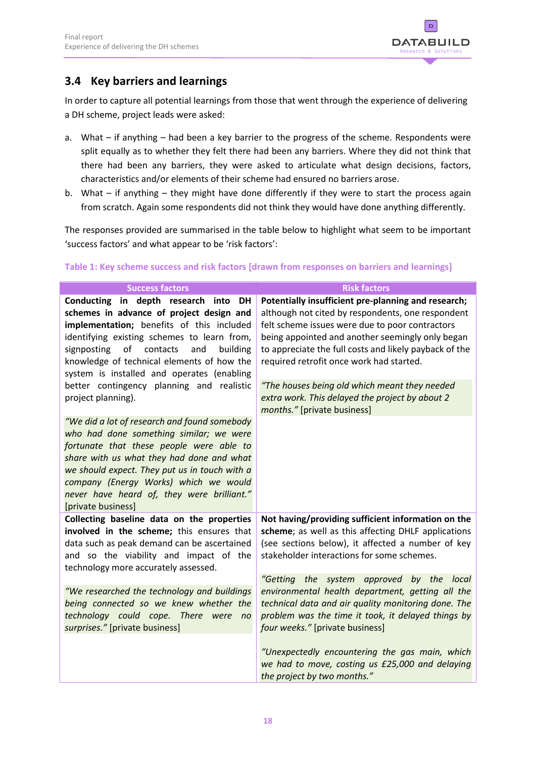## 3.4 Key barriers and learnings

In order to capture all potential learnings from those that went through the experience of delivering a DH scheme, project leads were asked:

a. What – if anything – had been a key barrier to the progress of the scheme. Respondents were split equally as to whether they felt there had been any barriers. Where they did not think that there had been any barriers, they were asked to articulate what design decisions, factors, characteristics and/or elements of their scheme had ensured no barriers arose.
b. What – if anything – they might have done differently if they were to start the process again from scratch. Again some respondents did not think they would have done anything differently.

The responses provided are summarised in the table below to highlight what seem to be important 'success factors' and what appear to be 'risk factors':

**Table 1: Key scheme success and risk factors [drawn from responses on barriers and learnings]**

| Success factors | Risk factors |
|---|---|
| **Conducting in depth research into DH schemes in advance of project design and implementation;** benefits of this included identifying existing schemes to learn from, signposting of contacts and building knowledge of technical elements of how the system is installed and operates (enabling better contingency planning and realistic project planning).<br><br>*"We did a lot of research and found somebody who had done something similar; we were fortunate that these people were able to share with us what they had done and what we should expect. They put us in touch with a company (Energy Works) which we would never have heard of, they were brilliant."* [private business] | **Potentially insufficient pre-planning and research;** although not cited by respondents, one respondent felt scheme issues were due to poor contractors being appointed and another seemingly only began to appreciate the full costs and likely payback of the required retrofit once work had started.<br><br>*"The houses being old which meant they needed extra work. This delayed the project by about 2 months."* [private business] |
| **Collecting baseline data on the properties involved in the scheme;** this ensures that data such as peak demand can be ascertained and so the viability and impact of the technology more accurately assessed.<br><br>*"We researched the technology and buildings being connected so we knew whether the technology could cope. There were no surprises."* [private business] | **Not having/providing sufficient information on the scheme**; as well as this affecting DHLF applications (see sections below), it affected a number of key stakeholder interactions for some schemes.<br><br>*"Getting the system approved by the local environmental health department, getting all the technical data and air quality monitoring done. The problem was the time it took, it delayed things by four weeks."* [private business]<br><br>*"Unexpectedly encountering the gas main, which we had to move, costing us £25,000 and delaying the project by two months."* |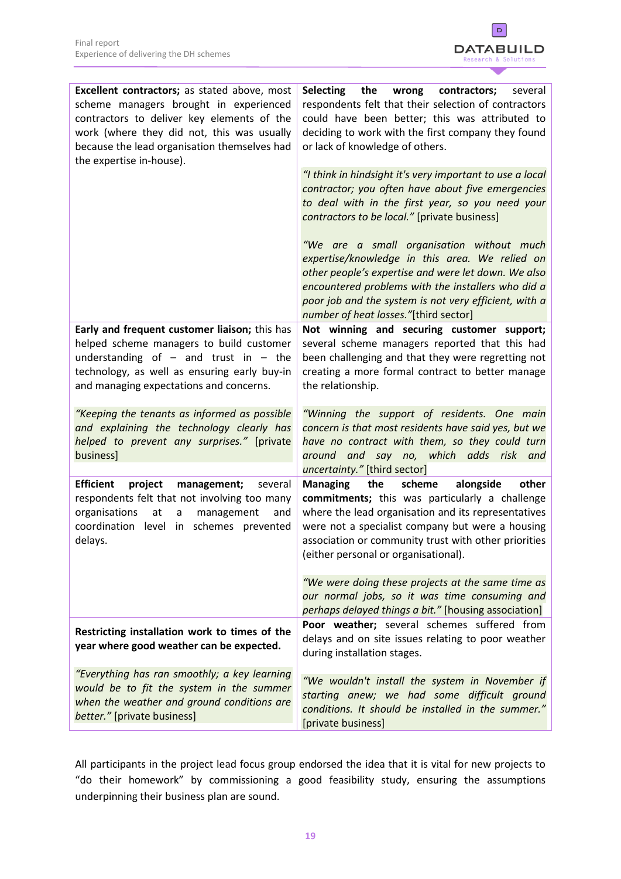| | |
|---|---|
| **Excellent contractors;** as stated above, most scheme managers brought in experienced contractors to deliver key elements of the work (where they did not, this was usually because the lead organisation themselves had the expertise in-house). | **Selecting the wrong contractors;** several respondents felt that their selection of contractors could have been better; this was attributed to deciding to work with the first company they found or lack of knowledge of others.<br><br>*"I think in hindsight it's very important to use a local contractor; you often have about five emergencies to deal with in the first year, so you need your contractors to be local."* [private business]<br><br>*"We are a small organisation without much expertise/knowledge in this area. We relied on other people's expertise and were let down. We also encountered problems with the installers who did a poor job and the system is not very efficient, with a number of heat losses."*[third sector] |
| **Early and frequent customer liaison;** this has helped scheme managers to build customer understanding of – and trust in – the technology, as well as ensuring early buy-in and managing expectations and concerns.<br><br>*"Keeping the tenants as informed as possible and explaining the technology clearly has helped to prevent any surprises."* [private business] | **Not winning and securing customer support;** several scheme managers reported that this had been challenging and that they were regretting not creating a more formal contract to better manage the relationship.<br><br>*"Winning the support of residents. One main concern is that most residents have said yes, but we have no contract with them, so they could turn around and say no, which adds risk and uncertainty."* [third sector] |
| **Efficient project management;** several respondents felt that not involving too many organisations at a management and coordination level in schemes prevented delays. | **Managing the scheme alongside other commitments;** this was particularly a challenge where the lead organisation and its representatives were not a specialist company but were a housing association or community trust with other priorities (either personal or organisational).<br><br>*"We were doing these projects at the same time as our normal jobs, so it was time consuming and perhaps delayed things a bit."* [housing association] |
| **Restricting installation work to times of the year where good weather can be expected.**<br><br>*"Everything has ran smoothly; a key learning would be to fit the system in the summer when the weather and ground conditions are better."* [private business] | **Poor weather;** several schemes suffered from delays and on site issues relating to poor weather during installation stages.<br><br>*"We wouldn't install the system in November if starting anew; we had some difficult ground conditions. It should be installed in the summer."* [private business] |

All participants in the project lead focus group endorsed the idea that it is vital for new projects to "do their homework" by commissioning a good feasibility study, ensuring the assumptions underpinning their business plan are sound.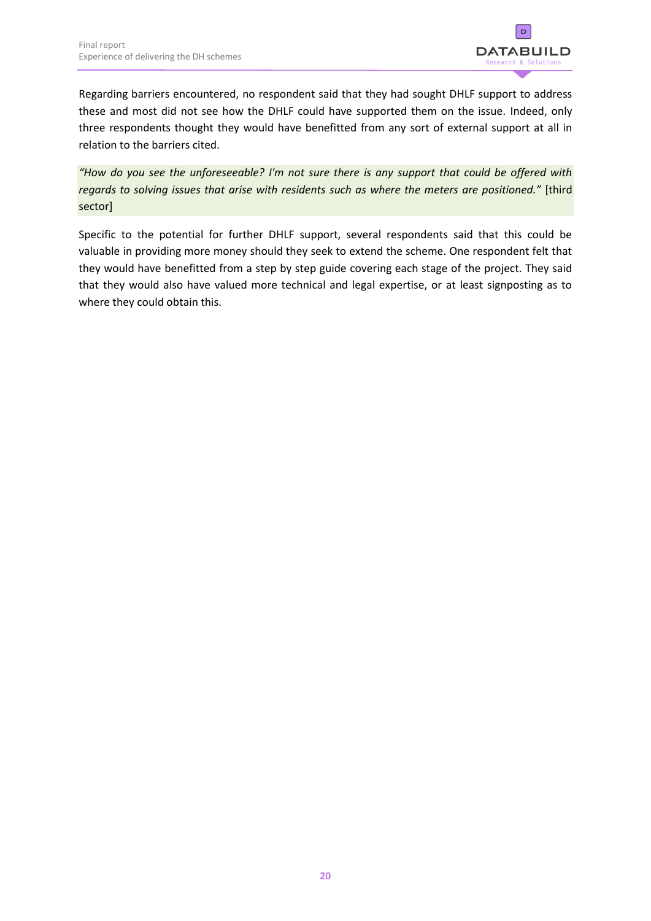Regarding barriers encountered, no respondent said that they had sought DHLF support to address these and most did not see how the DHLF could have supported them on the issue. Indeed, only three respondents thought they would have benefitted from any sort of external support at all in relation to the barriers cited.

*"How do you see the unforeseeable? I'm not sure there is any support that could be offered with regards to solving issues that arise with residents such as where the meters are positioned."* [third sector]

Specific to the potential for further DHLF support, several respondents said that this could be valuable in providing more money should they seek to extend the scheme. One respondent felt that they would have benefitted from a step by step guide covering each stage of the project. They said that they would also have valued more technical and legal expertise, or at least signposting as to where they could obtain this.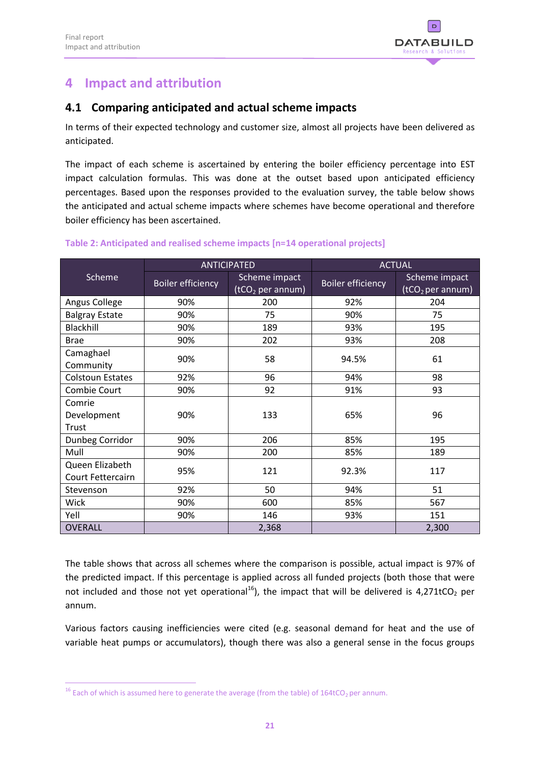# 4 Impact and attribution

## 4.1 Comparing anticipated and actual scheme impacts

In terms of their expected technology and customer size, almost all projects have been delivered as anticipated.

The impact of each scheme is ascertained by entering the boiler efficiency percentage into EST impact calculation formulas. This was done at the outset based upon anticipated efficiency percentages. Based upon the responses provided to the evaluation survey, the table below shows the anticipated and actual scheme impacts where schemes have become operational and therefore boiler efficiency has been ascertained.

**Table 2: Anticipated and realised scheme impacts [n=14 operational projects]**

| Scheme | ANTICIPATED | | ACTUAL | |
|---|---|---|---|---|
| | Boiler efficiency | Scheme impact ($tCO_2$ per annum) | Boiler efficiency | Scheme impact ($tCO_2$ per annum) |
| Angus College | 90% | 200 | 92% | 204 |
| Balgray Estate | 90% | 75 | 90% | 75 |
| Blackhill | 90% | 189 | 93% | 195 |
| Brae | 90% | 202 | 93% | 208 |
| Camaghael Community | 90% | 58 | 94.5% | 61 |
| Colstoun Estates | 92% | 96 | 94% | 98 |
| Combie Court | 90% | 92 | 91% | 93 |
| Comrie Development Trust | 90% | 133 | 65% | 96 |
| Dunbeg Corridor | 90% | 206 | 85% | 195 |
| Mull | 90% | 200 | 85% | 189 |
| Queen Elizabeth Court Fettercairn | 95% | 121 | 92.3% | 117 |
| Stevenson | 92% | 50 | 94% | 51 |
| Wick | 90% | 600 | 85% | 567 |
| Yell | 90% | 146 | 93% | 151 |
| OVERALL | | 2,368 | | 2,300 |

The table shows that across all schemes where the comparison is possible, actual impact is 97% of the predicted impact. If this percentage is applied across all funded projects (both those that were not included and those not yet operational[16]), the impact that will be delivered is 4,271$tCO_2$ per annum.

Various factors causing inefficiencies were cited (e.g. seasonal demand for heat and the use of variable heat pumps or accumulators), though there was also a general sense in the focus groups

[16] Each of which is assumed here to generate the average (from the table) of 164$tCO_2$ per annum.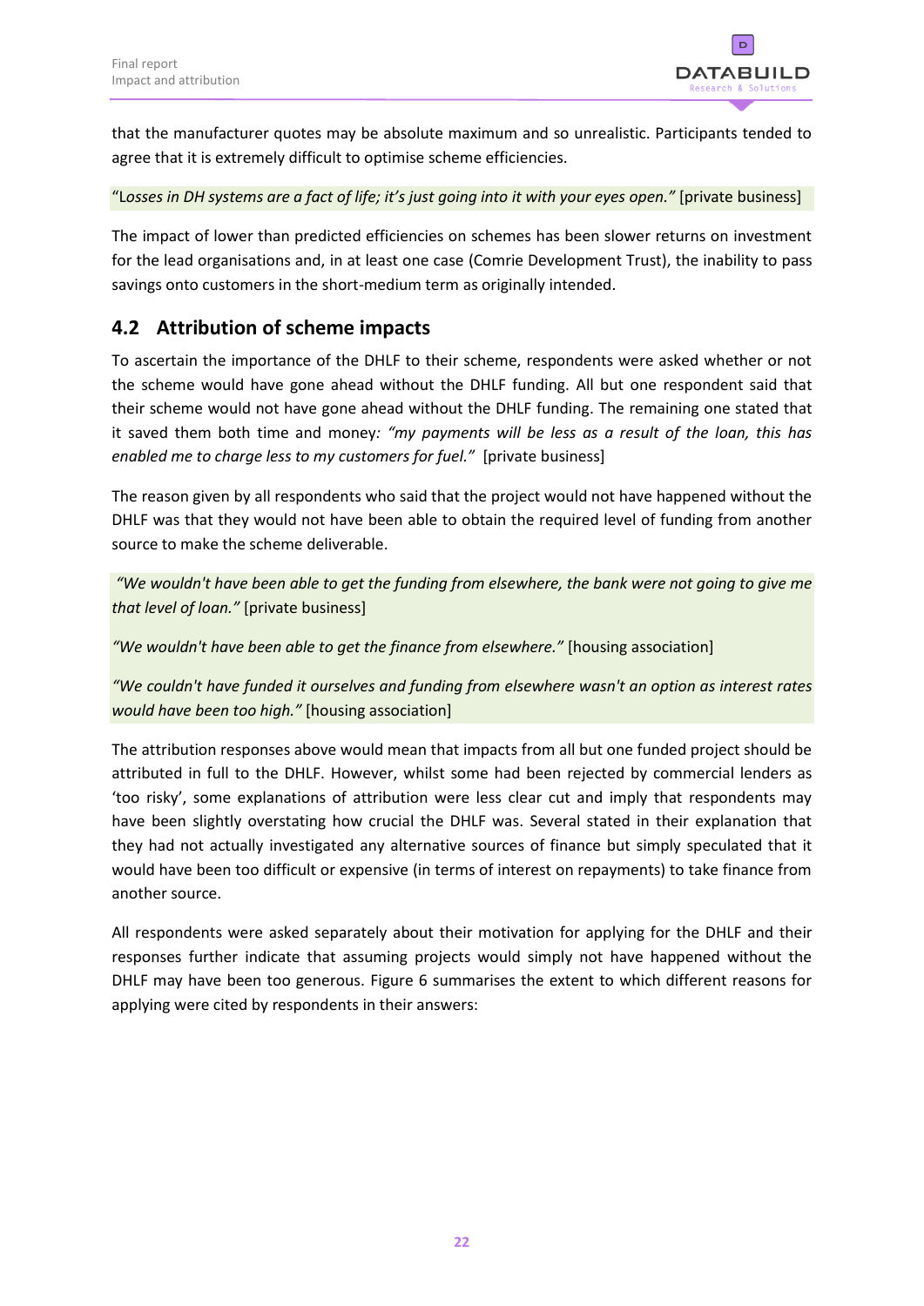that the manufacturer quotes may be absolute maximum and so unrealistic. Participants tended to agree that it is extremely difficult to optimise scheme efficiencies.

"*Losses in DH systems are a fact of life; it's just going into it with your eyes open.*" [private business]

The impact of lower than predicted efficiencies on schemes has been slower returns on investment for the lead organisations and, in at least one case (Comrie Development Trust), the inability to pass savings onto customers in the short-medium term as originally intended.

## 4.2 Attribution of scheme impacts

To ascertain the importance of the DHLF to their scheme, respondents were asked whether or not the scheme would have gone ahead without the DHLF funding. All but one respondent said that their scheme would not have gone ahead without the DHLF funding. The remaining one stated that it saved them both time and money: *"my payments will be less as a result of the loan, this has enabled me to charge less to my customers for fuel."* [private business]

The reason given by all respondents who said that the project would not have happened without the DHLF was that they would not have been able to obtain the required level of funding from another source to make the scheme deliverable.

*"We wouldn't have been able to get the funding from elsewhere, the bank were not going to give me that level of loan."* [private business]

*"We wouldn't have been able to get the finance from elsewhere."* [housing association]

*"We couldn't have funded it ourselves and funding from elsewhere wasn't an option as interest rates would have been too high."* [housing association]

The attribution responses above would mean that impacts from all but one funded project should be attributed in full to the DHLF. However, whilst some had been rejected by commercial lenders as 'too risky', some explanations of attribution were less clear cut and imply that respondents may have been slightly overstating how crucial the DHLF was. Several stated in their explanation that they had not actually investigated any alternative sources of finance but simply speculated that it would have been too difficult or expensive (in terms of interest on repayments) to take finance from another source.

All respondents were asked separately about their motivation for applying for the DHLF and their responses further indicate that assuming projects would simply not have happened without the DHLF may have been too generous. Figure 6 summarises the extent to which different reasons for applying were cited by respondents in their answers: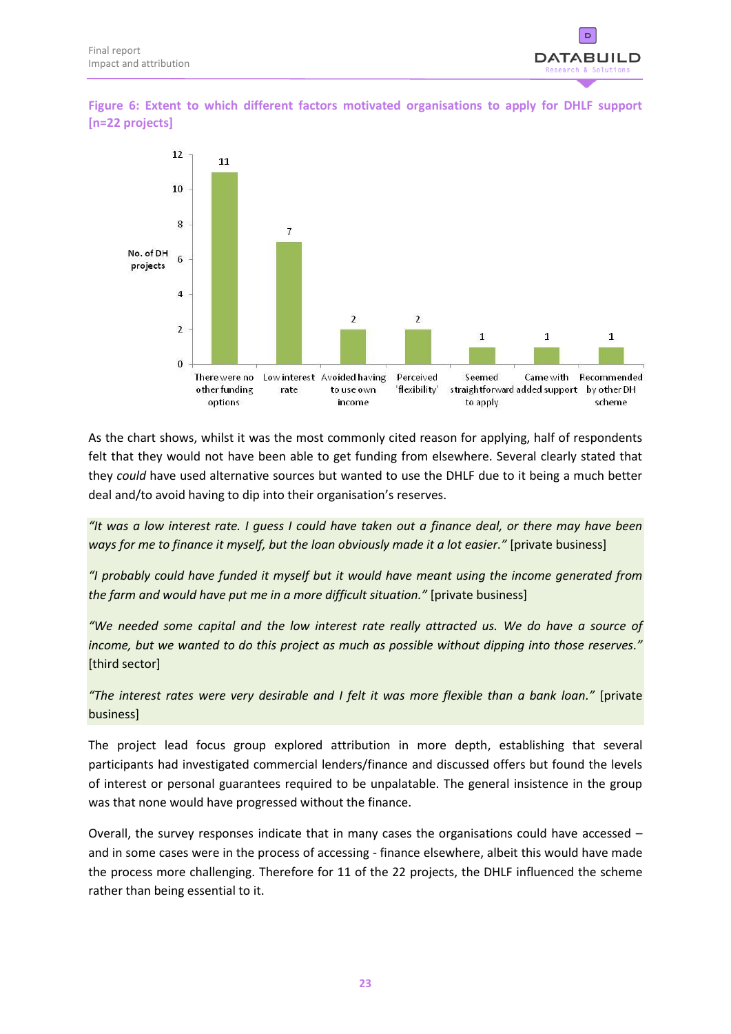**Figure 6: Extent to which different factors motivated organisations to apply for DHLF support [n=22 projects]**

| Factor | No. of DH projects |
| --- | --- |
| There were no other funding options | 11 |
| Low interest rate | 7 |
| Avoided having to use own income | 2 |
| Perceived 'flexibility' | 2 |
| Seemed straightforward to apply | 1 |
| Came with added support | 1 |
| Recommended by other DH scheme | 1 |

As the chart shows, whilst it was the most commonly cited reason for applying, half of respondents felt that they would not have been able to get funding from elsewhere. Several clearly stated that they *could* have used alternative sources but wanted to use the DHLF due to it being a much better deal and/to avoid having to dip into their organisation's reserves.

*"It was a low interest rate. I guess I could have taken out a finance deal, or there may have been ways for me to finance it myself, but the loan obviously made it a lot easier."* [private business]

*"I probably could have funded it myself but it would have meant using the income generated from the farm and would have put me in a more difficult situation."* [private business]

*"We needed some capital and the low interest rate really attracted us. We do have a source of income, but we wanted to do this project as much as possible without dipping into those reserves."* [third sector]

*"The interest rates were very desirable and I felt it was more flexible than a bank loan."* [private business]

The project lead focus group explored attribution in more depth, establishing that several participants had investigated commercial lenders/finance and discussed offers but found the levels of interest or personal guarantees required to be unpalatable. The general insistence in the group was that none would have progressed without the finance.

Overall, the survey responses indicate that in many cases the organisations could have accessed – and in some cases were in the process of accessing - finance elsewhere, albeit this would have made the process more challenging. Therefore for 11 of the 22 projects, the DHLF influenced the scheme rather than being essential to it.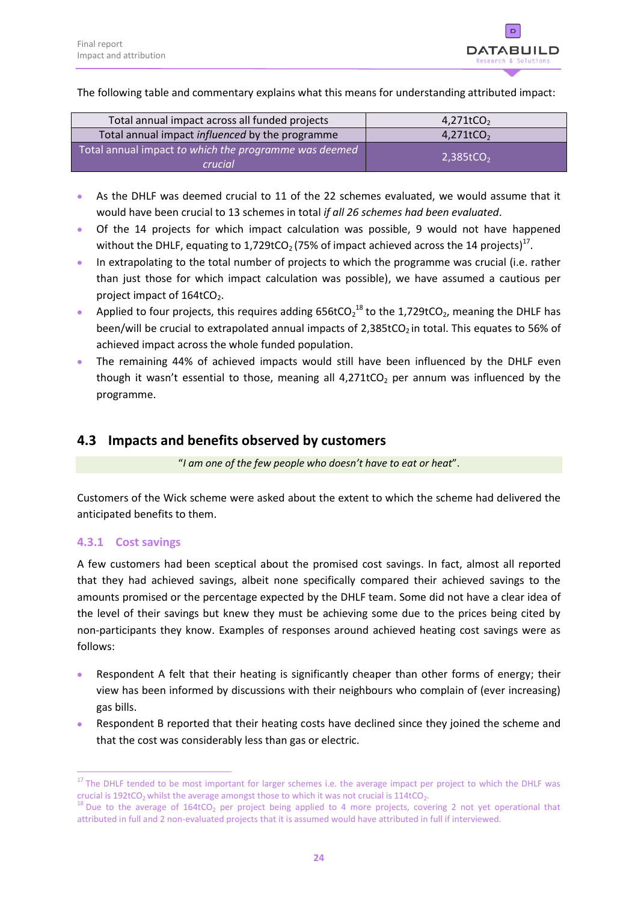The following table and commentary explains what this means for understanding attributed impact:

| Total annual impact across all funded projects | 4,271t$CO_2$ |
|---|---|
| Total annual impact *influenced* by the programme | 4,271t$CO_2$ |
| Total annual impact *to which the programme was deemed crucial* | 2,385t$CO_2$ |

- As the DHLF was deemed crucial to 11 of the 22 schemes evaluated, we would assume that it would have been crucial to 13 schemes in total *if all 26 schemes had been evaluated*.
- Of the 14 projects for which impact calculation was possible, 9 would not have happened without the DHLF, equating to 1,729t$CO_2$ (75% of impact achieved across the 14 projects)[17].
- In extrapolating to the total number of projects to which the programme was crucial (i.e. rather than just those for which impact calculation was possible), we have assumed a cautious per project impact of 164t$CO_2$.
- Applied to four projects, this requires adding 656t$CO_2$[18] to the 1,729t$CO_2$, meaning the DHLF has been/will be crucial to extrapolated annual impacts of 2,385t$CO_2$ in total. This equates to 56% of achieved impact across the whole funded population.
- The remaining 44% of achieved impacts would still have been influenced by the DHLF even though it wasn't essential to those, meaning all 4,271t$CO_2$ per annum was influenced by the programme.

## 4.3 Impacts and benefits observed by customers

"*I am one of the few people who doesn't have to eat or heat*".

Customers of the Wick scheme were asked about the extent to which the scheme had delivered the anticipated benefits to them.

### 4.3.1 Cost savings

A few customers had been sceptical about the promised cost savings. In fact, almost all reported that they had achieved savings, albeit none specifically compared their achieved savings to the amounts promised or the percentage expected by the DHLF team. Some did not have a clear idea of the level of their savings but knew they must be achieving some due to the prices being cited by non-participants they know. Examples of responses around achieved heating cost savings were as follows:

- Respondent A felt that their heating is significantly cheaper than other forms of energy; their view has been informed by discussions with their neighbours who complain of (ever increasing) gas bills.
- Respondent B reported that their heating costs have declined since they joined the scheme and that the cost was considerably less than gas or electric.

---

[17] The DHLF tended to be most important for larger schemes i.e. the average impact per project to which the DHLF was crucial is 192t$CO_2$ whilst the average amongst those to which it was not crucial is 114t$CO_2$.

[18] Due to the average of 164t$CO_2$ per project being applied to 4 more projects, covering 2 not yet operational that attributed in full and 2 non-evaluated projects that it is assumed would have attributed in full if interviewed.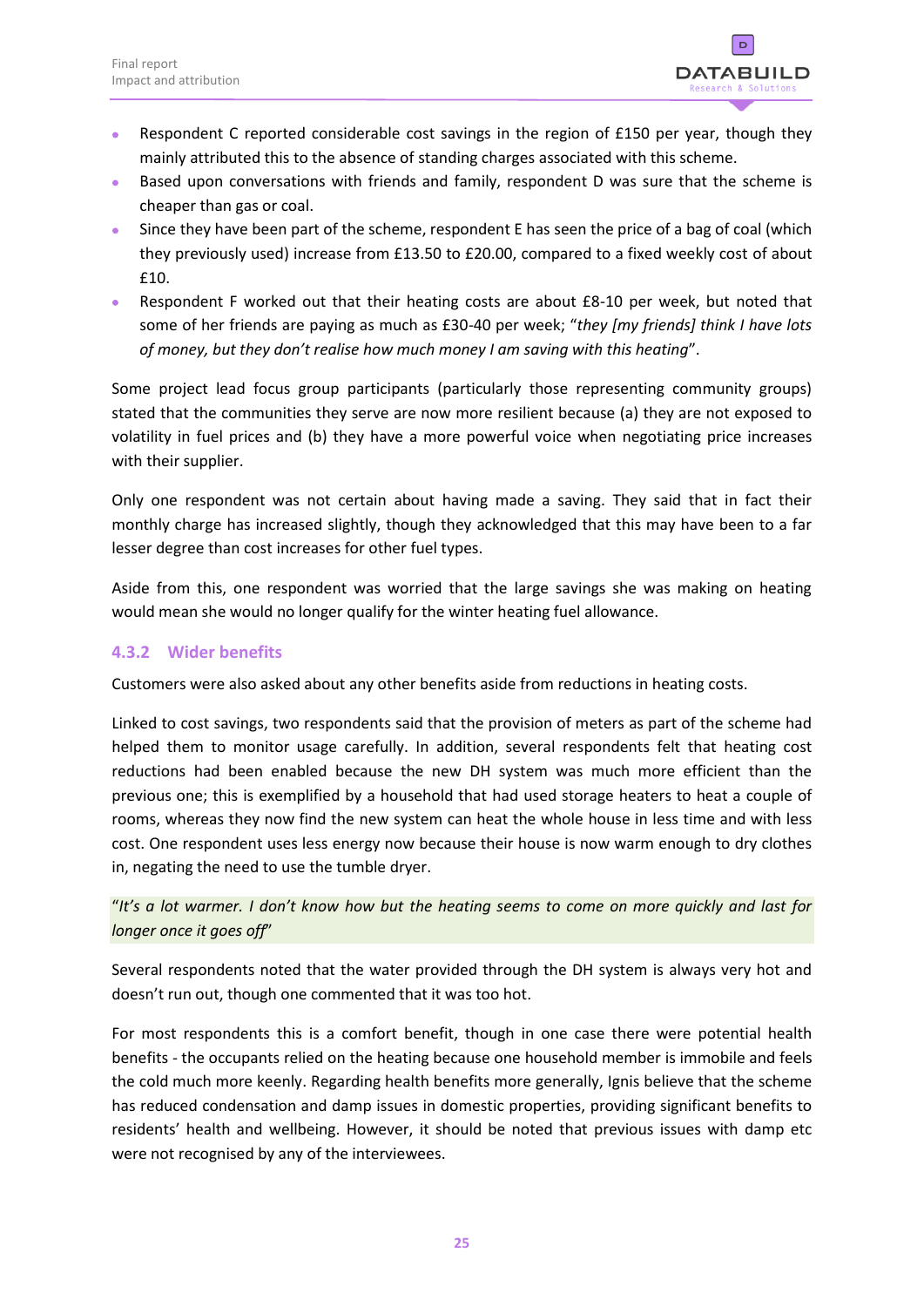- Respondent C reported considerable cost savings in the region of £150 per year, though they mainly attributed this to the absence of standing charges associated with this scheme.
- Based upon conversations with friends and family, respondent D was sure that the scheme is cheaper than gas or coal.
- Since they have been part of the scheme, respondent E has seen the price of a bag of coal (which they previously used) increase from £13.50 to £20.00, compared to a fixed weekly cost of about £10.
- Respondent F worked out that their heating costs are about £8-10 per week, but noted that some of her friends are paying as much as £30-40 per week; "*they [my friends] think I have lots of money, but they don't realise how much money I am saving with this heating*".

Some project lead focus group participants (particularly those representing community groups) stated that the communities they serve are now more resilient because (a) they are not exposed to volatility in fuel prices and (b) they have a more powerful voice when negotiating price increases with their supplier.

Only one respondent was not certain about having made a saving. They said that in fact their monthly charge has increased slightly, though they acknowledged that this may have been to a far lesser degree than cost increases for other fuel types.

Aside from this, one respondent was worried that the large savings she was making on heating would mean she would no longer qualify for the winter heating fuel allowance.

### 4.3.2 Wider benefits

Customers were also asked about any other benefits aside from reductions in heating costs.

Linked to cost savings, two respondents said that the provision of meters as part of the scheme had helped them to monitor usage carefully. In addition, several respondents felt that heating cost reductions had been enabled because the new DH system was much more efficient than the previous one; this is exemplified by a household that had used storage heaters to heat a couple of rooms, whereas they now find the new system can heat the whole house in less time and with less cost. One respondent uses less energy now because their house is now warm enough to dry clothes in, negating the need to use the tumble dryer.

"*It's a lot warmer. I don't know how but the heating seems to come on more quickly and last for longer once it goes off*"

Several respondents noted that the water provided through the DH system is always very hot and doesn't run out, though one commented that it was too hot.

For most respondents this is a comfort benefit, though in one case there were potential health benefits - the occupants relied on the heating because one household member is immobile and feels the cold much more keenly. Regarding health benefits more generally, Ignis believe that the scheme has reduced condensation and damp issues in domestic properties, providing significant benefits to residents' health and wellbeing. However, it should be noted that previous issues with damp etc were not recognised by any of the interviewees.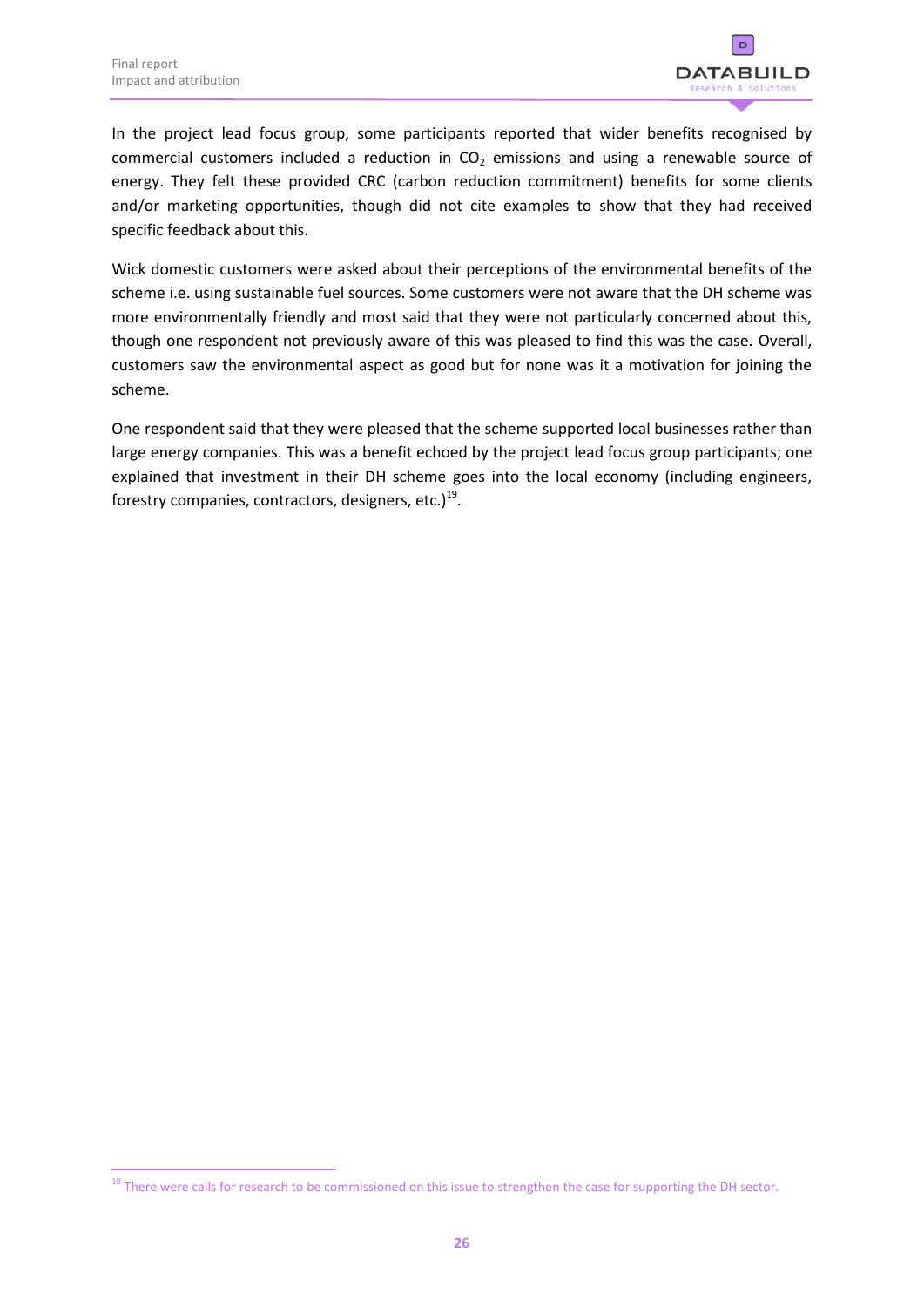In the project lead focus group, some participants reported that wider benefits recognised by commercial customers included a reduction in $CO_2$ emissions and using a renewable source of energy. They felt these provided CRC (carbon reduction commitment) benefits for some clients and/or marketing opportunities, though did not cite examples to show that they had received specific feedback about this.

Wick domestic customers were asked about their perceptions of the environmental benefits of the scheme i.e. using sustainable fuel sources. Some customers were not aware that the DH scheme was more environmentally friendly and most said that they were not particularly concerned about this, though one respondent not previously aware of this was pleased to find this was the case. Overall, customers saw the environmental aspect as good but for none was it a motivation for joining the scheme.

One respondent said that they were pleased that the scheme supported local businesses rather than large energy companies. This was a benefit echoed by the project lead focus group participants; one explained that investment in their DH scheme goes into the local economy (including engineers, forestry companies, contractors, designers, etc.)[19].

[19] There were calls for research to be commissioned on this issue to strengthen the case for supporting the DH sector.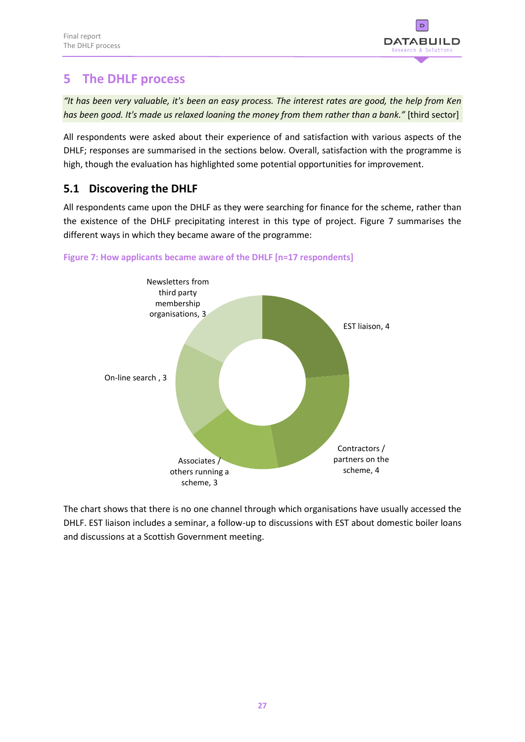# 5 The DHLF process

*"It has been very valuable, it's been an easy process. The interest rates are good, the help from Ken has been good. It's made us relaxed loaning the money from them rather than a bank."* [third sector]

All respondents were asked about their experience of and satisfaction with various aspects of the DHLF; responses are summarised in the sections below. Overall, satisfaction with the programme is high, though the evaluation has highlighted some potential opportunities for improvement.

## 5.1 Discovering the DHLF

All respondents came upon the DHLF as they were searching for finance for the scheme, rather than the existence of the DHLF precipitating interest in this type of project. Figure 7 summarises the different ways in which they became aware of the programme:

**Figure 7: How applicants became aware of the DHLF [n=17 respondents]**

| Channel | Respondents |
|---|---|
| EST liaison | 4 |
| Contractors / partners on the scheme | 4 |
| Associates / others running a scheme | 3 |
| On-line search | 3 |
| Newsletters from third party membership organisations | 3 |

The chart shows that there is no one channel through which organisations have usually accessed the DHLF. EST liaison includes a seminar, a follow-up to discussions with EST about domestic boiler loans and discussions at a Scottish Government meeting.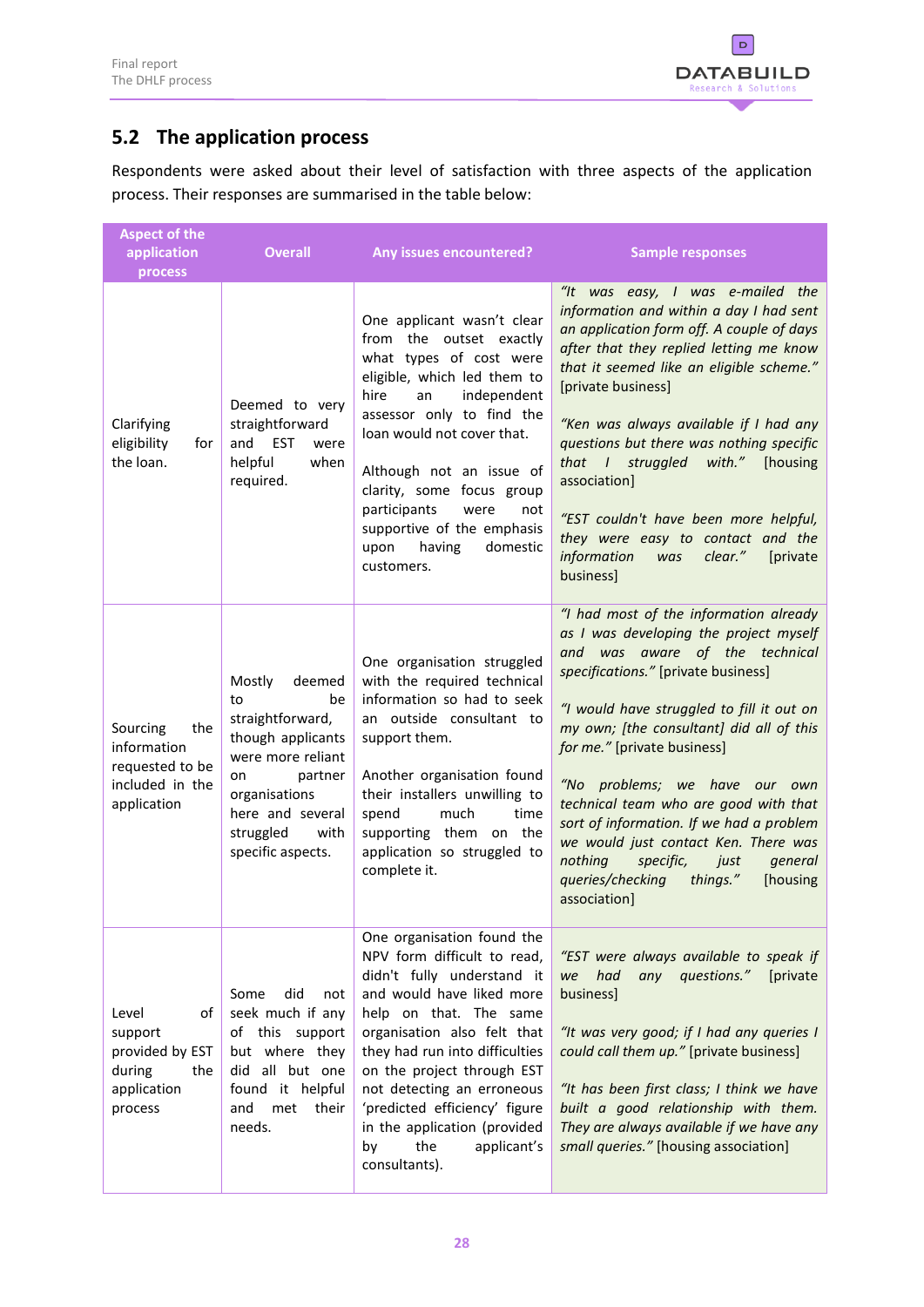## 5.2 The application process

Respondents were asked about their level of satisfaction with three aspects of the application process. Their responses are summarised in the table below:

| Aspect of the application process | Overall | Any issues encountered? | Sample responses |
|---|---|---|---|
| Clarifying eligibility for the loan. | Deemed to very straightforward and EST were helpful when required. | One applicant wasn't clear from the outset exactly what types of cost were eligible, which led them to hire an independent assessor only to find the loan would not cover that.<br><br>Although not an issue of clarity, some focus group participants were not supportive of the emphasis upon having domestic customers. | *"It was easy, I was e-mailed the information and within a day I had sent an application form off. A couple of days after that they replied letting me know that it seemed like an eligible scheme."* [private business]<br><br>*"Ken was always available if I had any questions but there was nothing specific that I struggled with."* [housing association]<br><br>*"EST couldn't have been more helpful, they were easy to contact and the information was clear."* [private business] |
| Sourcing the information requested to be included in the application | Mostly deemed to be straightforward, though applicants were more reliant on partner organisations here and several struggled with specific aspects. | One organisation struggled with the required technical information so had to seek an outside consultant to support them.<br><br>Another organisation found their installers unwilling to spend much time supporting them on the application so struggled to complete it. | *"I had most of the information already as I was developing the project myself and was aware of the technical specifications."* [private business]<br><br>*"I would have struggled to fill it out on my own; [the consultant] did all of this for me."* [private business]<br><br>*"No problems; we have our own technical team who are good with that sort of information. If we had a problem we would just contact Ken. There was nothing specific, just general queries/checking things."* [housing association] |
| Level of support provided by EST during the application process | Some did not seek much if any of this support but where they did all but one found it helpful and met their needs. | One organisation found the NPV form difficult to read, didn't fully understand it and would have liked more help on that. The same organisation also felt that they had run into difficulties on the project through EST not detecting an erroneous 'predicted efficiency' figure in the application (provided by the applicant's consultants). | *"EST were always available to speak if we had any questions."* [private business]<br><br>*"It was very good; if I had any queries I could call them up."* [private business]<br><br>*"It has been first class; I think we have built a good relationship with them. They are always available if we have any small queries."* [housing association] |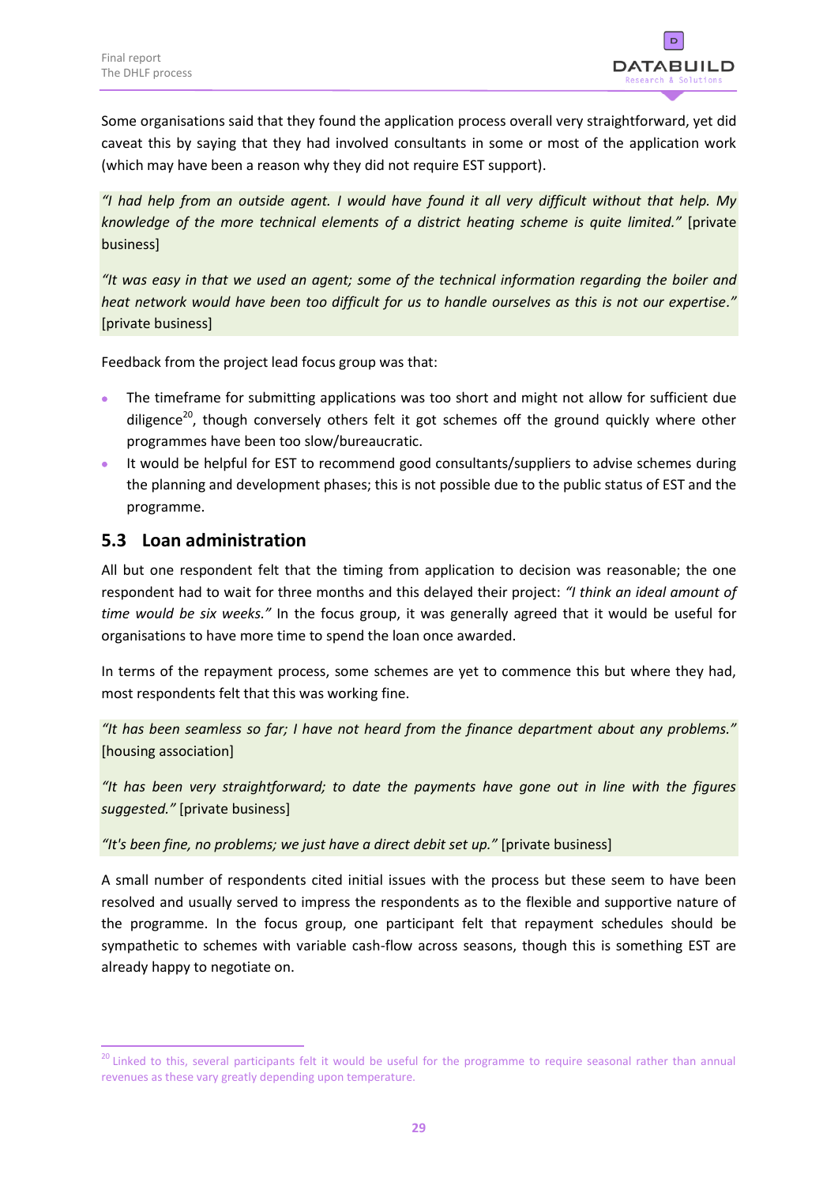Some organisations said that they found the application process overall very straightforward, yet did caveat this by saying that they had involved consultants in some or most of the application work (which may have been a reason why they did not require EST support).

*"I had help from an outside agent. I would have found it all very difficult without that help. My knowledge of the more technical elements of a district heating scheme is quite limited."* [private business]

*"It was easy in that we used an agent; some of the technical information regarding the boiler and heat network would have been too difficult for us to handle ourselves as this is not our expertise."* [private business]

Feedback from the project lead focus group was that:

- The timeframe for submitting applications was too short and might not allow for sufficient due diligence[20], though conversely others felt it got schemes off the ground quickly where other programmes have been too slow/bureaucratic.
- It would be helpful for EST to recommend good consultants/suppliers to advise schemes during the planning and development phases; this is not possible due to the public status of EST and the programme.

## 5.3 Loan administration

All but one respondent felt that the timing from application to decision was reasonable; the one respondent had to wait for three months and this delayed their project: *"I think an ideal amount of time would be six weeks."* In the focus group, it was generally agreed that it would be useful for organisations to have more time to spend the loan once awarded.

In terms of the repayment process, some schemes are yet to commence this but where they had, most respondents felt that this was working fine.

*"It has been seamless so far; I have not heard from the finance department about any problems."* [housing association]

*"It has been very straightforward; to date the payments have gone out in line with the figures suggested."* [private business]

*"It's been fine, no problems; we just have a direct debit set up."* [private business]

A small number of respondents cited initial issues with the process but these seem to have been resolved and usually served to impress the respondents as to the flexible and supportive nature of the programme. In the focus group, one participant felt that repayment schedules should be sympathetic to schemes with variable cash-flow across seasons, though this is something EST are already happy to negotiate on.

[20] Linked to this, several participants felt it would be useful for the programme to require seasonal rather than annual revenues as these vary greatly depending upon temperature.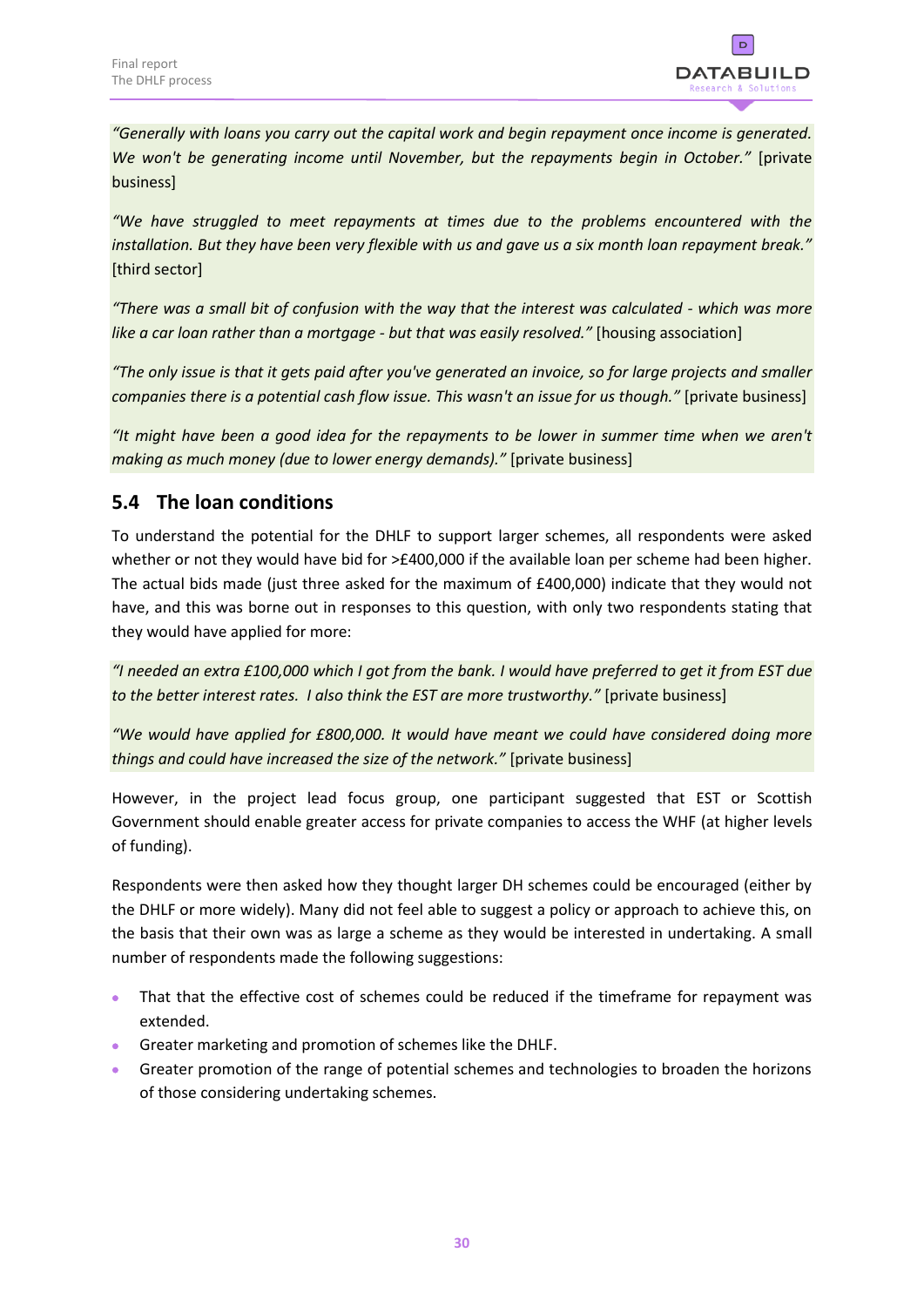*"Generally with loans you carry out the capital work and begin repayment once income is generated. We won't be generating income until November, but the repayments begin in October."* [private business]

*"We have struggled to meet repayments at times due to the problems encountered with the installation. But they have been very flexible with us and gave us a six month loan repayment break."* [third sector]

*"There was a small bit of confusion with the way that the interest was calculated - which was more like a car loan rather than a mortgage - but that was easily resolved."* [housing association]

*"The only issue is that it gets paid after you've generated an invoice, so for large projects and smaller companies there is a potential cash flow issue. This wasn't an issue for us though."* [private business]

*"It might have been a good idea for the repayments to be lower in summer time when we aren't making as much money (due to lower energy demands)."* [private business]

## 5.4 The loan conditions

To understand the potential for the DHLF to support larger schemes, all respondents were asked whether or not they would have bid for >£400,000 if the available loan per scheme had been higher. The actual bids made (just three asked for the maximum of £400,000) indicate that they would not have, and this was borne out in responses to this question, with only two respondents stating that they would have applied for more:

*"I needed an extra £100,000 which I got from the bank. I would have preferred to get it from EST due to the better interest rates. I also think the EST are more trustworthy."* [private business]

*"We would have applied for £800,000. It would have meant we could have considered doing more things and could have increased the size of the network."* [private business]

However, in the project lead focus group, one participant suggested that EST or Scottish Government should enable greater access for private companies to access the WHF (at higher levels of funding).

Respondents were then asked how they thought larger DH schemes could be encouraged (either by the DHLF or more widely). Many did not feel able to suggest a policy or approach to achieve this, on the basis that their own was as large a scheme as they would be interested in undertaking. A small number of respondents made the following suggestions:

- That that the effective cost of schemes could be reduced if the timeframe for repayment was extended.
- Greater marketing and promotion of schemes like the DHLF.
- Greater promotion of the range of potential schemes and technologies to broaden the horizons of those considering undertaking schemes.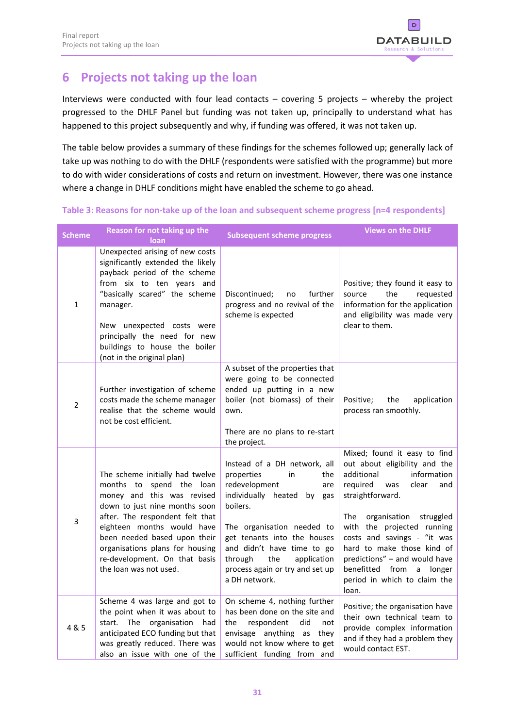# 6 Projects not taking up the loan

Interviews were conducted with four lead contacts – covering 5 projects – whereby the project progressed to the DHLF Panel but funding was not taken up, principally to understand what has happened to this project subsequently and why, if funding was offered, it was not taken up.

The table below provides a summary of these findings for the schemes followed up; generally lack of take up was nothing to do with the DHLF (respondents were satisfied with the programme) but more to do with wider considerations of costs and return on investment. However, there was one instance where a change in DHLF conditions might have enabled the scheme to go ahead.

**Table 3: Reasons for non-take up of the loan and subsequent scheme progress [n=4 respondents]**

| Scheme | Reason for not taking up the loan | Subsequent scheme progress | Views on the DHLF |
|---|---|---|---|
| 1 | Unexpected arising of new costs significantly extended the likely payback period of the scheme from six to ten years and "basically scared" the scheme manager.<br><br>New unexpected costs were principally the need for new buildings to house the boiler (not in the original plan) | Discontinued; no further progress and no revival of the scheme is expected | Positive; they found it easy to source the requested information for the application and eligibility was made very clear to them. |
| 2 | Further investigation of scheme costs made the scheme manager realise that the scheme would not be cost efficient. | A subset of the properties that were going to be connected ended up putting in a new boiler (not biomass) of their own.<br><br>There are no plans to re-start the project. | Positive; the application process ran smoothly. |
| 3 | The scheme initially had twelve months to spend the loan money and this was revised down to just nine months soon after. The respondent felt that eighteen months would have been needed based upon their organisations plans for housing re-development. On that basis the loan was not used. | Instead of a DH network, all properties in the redevelopment are individually heated by gas boilers.<br><br>The organisation needed to get tenants into the houses and didn't have time to go through the application process again or try and set up a DH network. | Mixed; found it easy to find out about eligibility and the additional information required was clear and straightforward.<br><br>The organisation struggled with the projected running costs and savings - "it was hard to make those kind of predictions" – and would have benefitted from a longer period in which to claim the loan. |
| 4 & 5 | Scheme 4 was large and got to the point when it was about to start. The organisation had anticipated ECO funding but that was greatly reduced. There was also an issue with one of the | On scheme 4, nothing further has been done on the site and the respondent did not envisage anything as they would not know where to get sufficient funding from and | Positive; the organisation have their own technical team to provide complex information and if they had a problem they would contact EST. |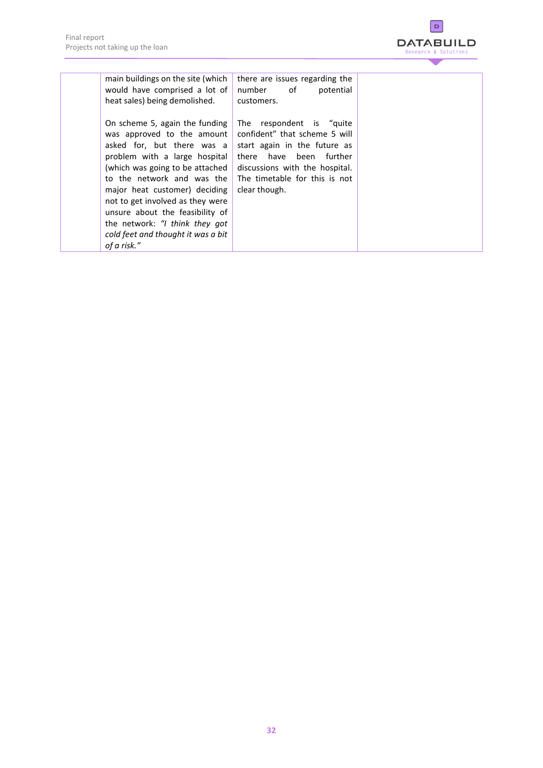| | | | |
|---|---|---|---|
| | main buildings on the site (which would have comprised a lot of heat sales) being demolished.<br><br>On scheme 5, again the funding was approved to the amount asked for, but there was a problem with a large hospital (which was going to be attached to the network and was the major heat customer) deciding not to get involved as they were unsure about the feasibility of the network: *"I think they got cold feet and thought it was a bit of a risk."* | there are issues regarding the number of potential customers.<br><br>The respondent is "quite confident" that scheme 5 will start again in the future as there have been further discussions with the hospital. The timetable for this is not clear though. | |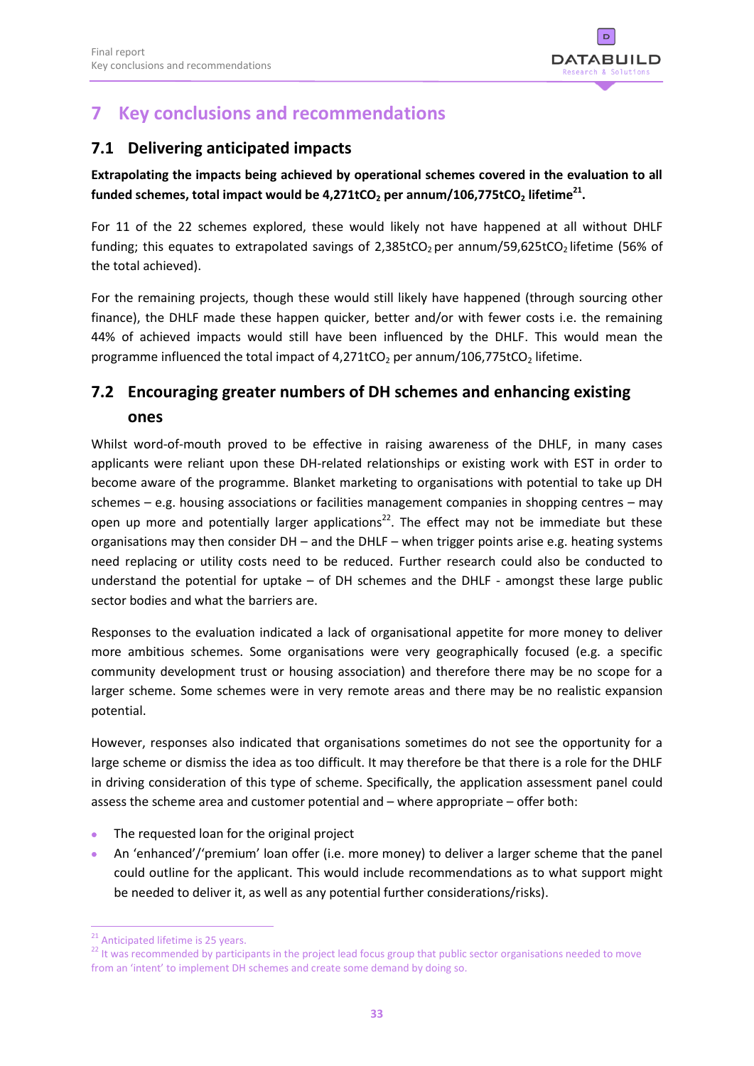# 7 Key conclusions and recommendations

## 7.1 Delivering anticipated impacts

**Extrapolating the impacts being achieved by operational schemes covered in the evaluation to all funded schemes, total impact would be 4,271t$CO_2$ per annum/106,775t$CO_2$ lifetime[21].**

For 11 of the 22 schemes explored, these would likely not have happened at all without DHLF funding; this equates to extrapolated savings of 2,385t$CO_2$ per annum/59,625t$CO_2$ lifetime (56% of the total achieved).

For the remaining projects, though these would still likely have happened (through sourcing other finance), the DHLF made these happen quicker, better and/or with fewer costs i.e. the remaining 44% of achieved impacts would still have been influenced by the DHLF. This would mean the programme influenced the total impact of 4,271t$CO_2$ per annum/106,775t$CO_2$ lifetime.

## 7.2 Encouraging greater numbers of DH schemes and enhancing existing ones

Whilst word-of-mouth proved to be effective in raising awareness of the DHLF, in many cases applicants were reliant upon these DH-related relationships or existing work with EST in order to become aware of the programme. Blanket marketing to organisations with potential to take up DH schemes – e.g. housing associations or facilities management companies in shopping centres – may open up more and potentially larger applications[22]. The effect may not be immediate but these organisations may then consider DH – and the DHLF – when trigger points arise e.g. heating systems need replacing or utility costs need to be reduced. Further research could also be conducted to understand the potential for uptake – of DH schemes and the DHLF - amongst these large public sector bodies and what the barriers are.

Responses to the evaluation indicated a lack of organisational appetite for more money to deliver more ambitious schemes. Some organisations were very geographically focused (e.g. a specific community development trust or housing association) and therefore there may be no scope for a larger scheme. Some schemes were in very remote areas and there may be no realistic expansion potential.

However, responses also indicated that organisations sometimes do not see the opportunity for a large scheme or dismiss the idea as too difficult. It may therefore be that there is a role for the DHLF in driving consideration of this type of scheme. Specifically, the application assessment panel could assess the scheme area and customer potential and – where appropriate – offer both:

- The requested loan for the original project
- An 'enhanced'/'premium' loan offer (i.e. more money) to deliver a larger scheme that the panel could outline for the applicant. This would include recommendations as to what support might be needed to deliver it, as well as any potential further considerations/risks).

[21] Anticipated lifetime is 25 years.

[22] It was recommended by participants in the project lead focus group that public sector organisations needed to move from an 'intent' to implement DH schemes and create some demand by doing so.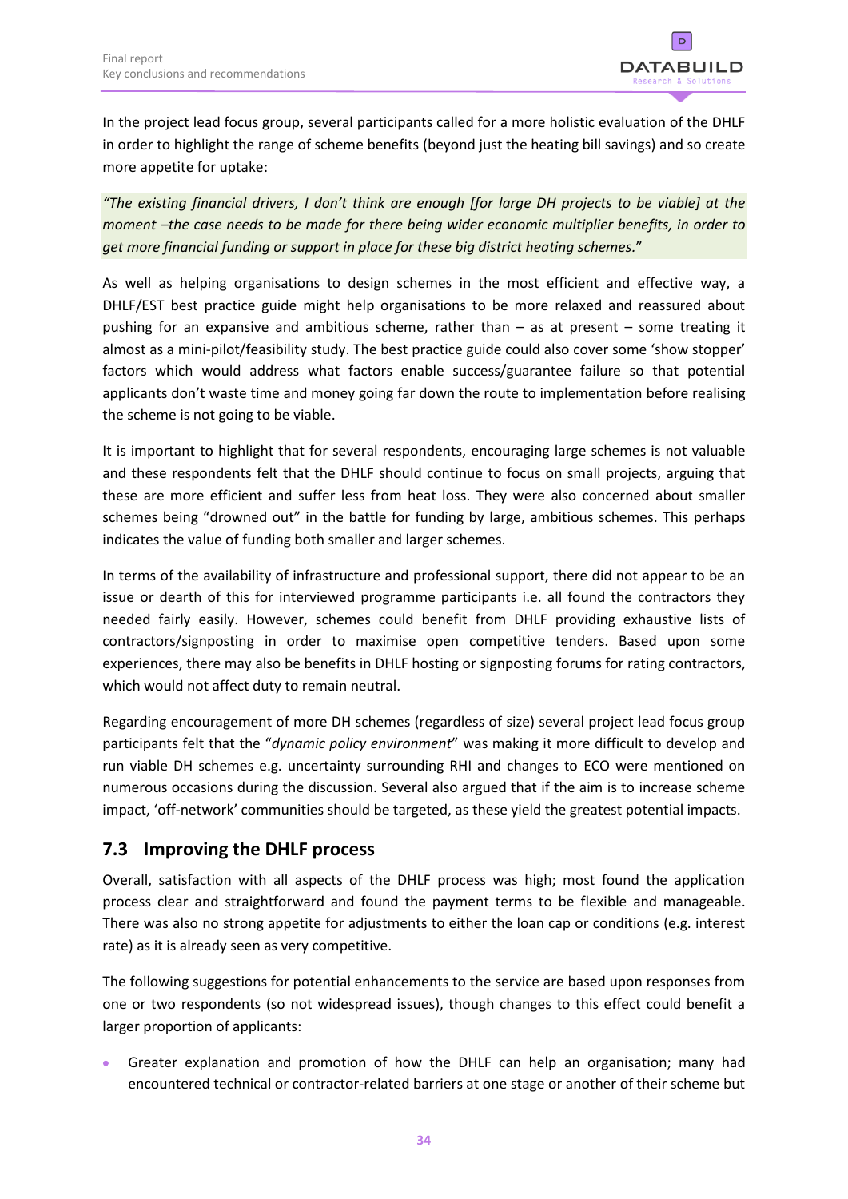In the project lead focus group, several participants called for a more holistic evaluation of the DHLF in order to highlight the range of scheme benefits (beyond just the heating bill savings) and so create more appetite for uptake:

*"The existing financial drivers, I don't think are enough [for large DH projects to be viable] at the moment –the case needs to be made for there being wider economic multiplier benefits, in order to get more financial funding or support in place for these big district heating schemes.*"

As well as helping organisations to design schemes in the most efficient and effective way, a DHLF/EST best practice guide might help organisations to be more relaxed and reassured about pushing for an expansive and ambitious scheme, rather than – as at present – some treating it almost as a mini-pilot/feasibility study. The best practice guide could also cover some 'show stopper' factors which would address what factors enable success/guarantee failure so that potential applicants don't waste time and money going far down the route to implementation before realising the scheme is not going to be viable.

It is important to highlight that for several respondents, encouraging large schemes is not valuable and these respondents felt that the DHLF should continue to focus on small projects, arguing that these are more efficient and suffer less from heat loss. They were also concerned about smaller schemes being "drowned out" in the battle for funding by large, ambitious schemes. This perhaps indicates the value of funding both smaller and larger schemes.

In terms of the availability of infrastructure and professional support, there did not appear to be an issue or dearth of this for interviewed programme participants i.e. all found the contractors they needed fairly easily. However, schemes could benefit from DHLF providing exhaustive lists of contractors/signposting in order to maximise open competitive tenders. Based upon some experiences, there may also be benefits in DHLF hosting or signposting forums for rating contractors, which would not affect duty to remain neutral.

Regarding encouragement of more DH schemes (regardless of size) several project lead focus group participants felt that the "*dynamic policy environment*" was making it more difficult to develop and run viable DH schemes e.g. uncertainty surrounding RHI and changes to ECO were mentioned on numerous occasions during the discussion. Several also argued that if the aim is to increase scheme impact, 'off-network' communities should be targeted, as these yield the greatest potential impacts.

## 7.3 Improving the DHLF process

Overall, satisfaction with all aspects of the DHLF process was high; most found the application process clear and straightforward and found the payment terms to be flexible and manageable. There was also no strong appetite for adjustments to either the loan cap or conditions (e.g. interest rate) as it is already seen as very competitive.

The following suggestions for potential enhancements to the service are based upon responses from one or two respondents (so not widespread issues), though changes to this effect could benefit a larger proportion of applicants:

- Greater explanation and promotion of how the DHLF can help an organisation; many had encountered technical or contractor-related barriers at one stage or another of their scheme but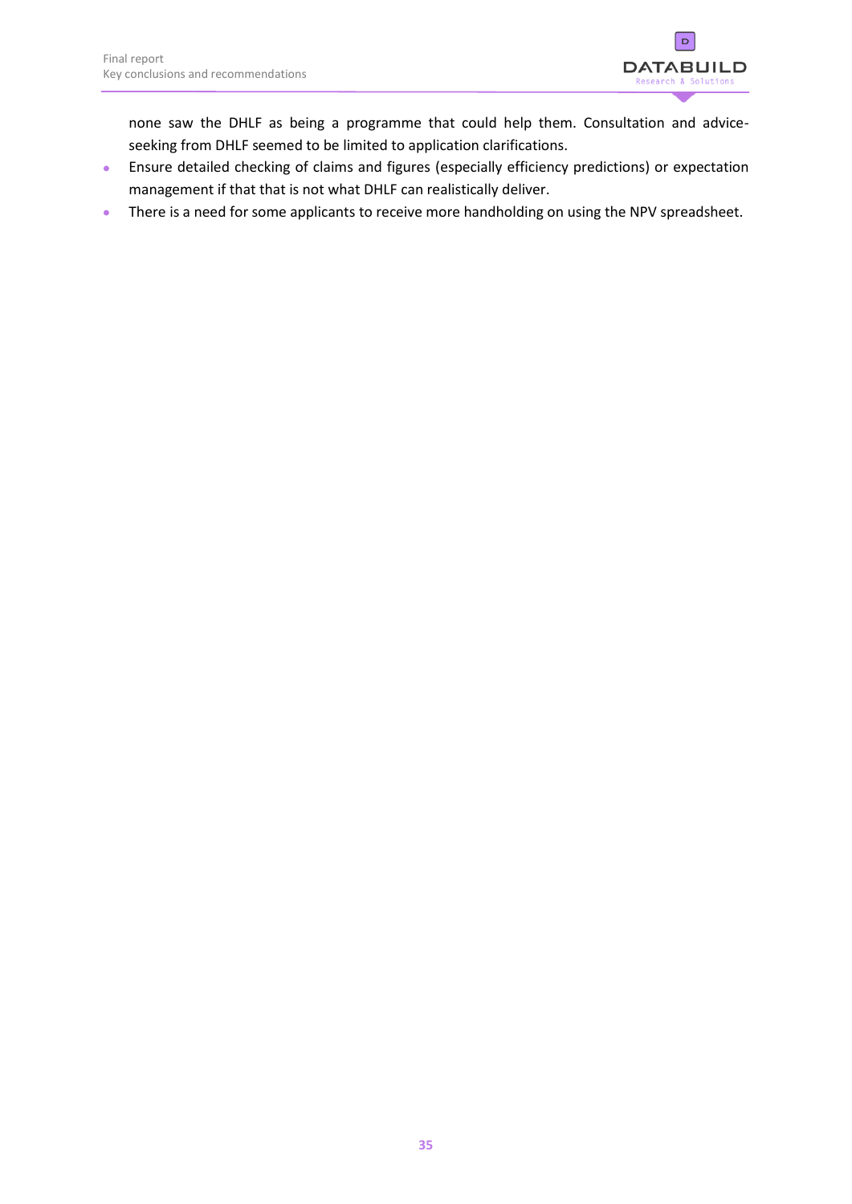none saw the DHLF as being a programme that could help them. Consultation and advice-seeking from DHLF seemed to be limited to application clarifications.

- Ensure detailed checking of claims and figures (especially efficiency predictions) or expectation management if that that is not what DHLF can realistically deliver.
- There is a need for some applicants to receive more handholding on using the NPV spreadsheet.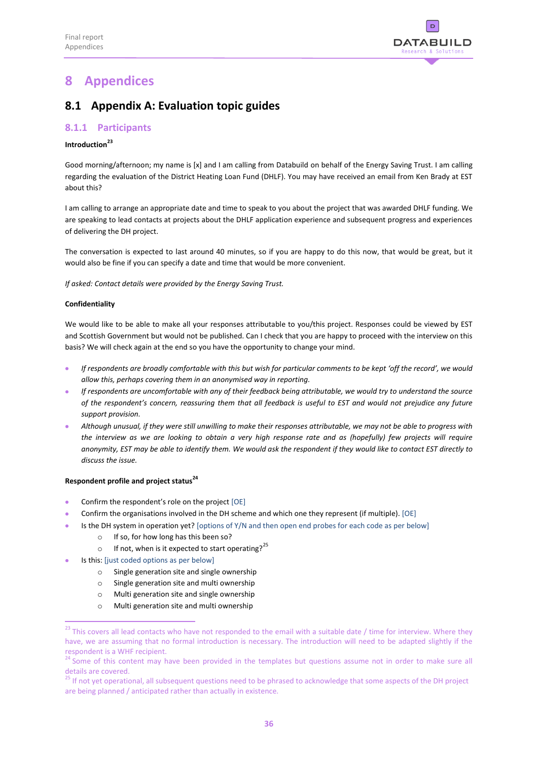# 8 Appendices

## 8.1 Appendix A: Evaluation topic guides

### 8.1.1 Participants

**Introduction**[23]

Good morning/afternoon; my name is [x] and I am calling from Databuild on behalf of the Energy Saving Trust. I am calling regarding the evaluation of the District Heating Loan Fund (DHLF). You may have received an email from Ken Brady at EST about this?

I am calling to arrange an appropriate date and time to speak to you about the project that was awarded DHLF funding. We are speaking to lead contacts at projects about the DHLF application experience and subsequent progress and experiences of delivering the DH project.

The conversation is expected to last around 40 minutes, so if you are happy to do this now, that would be great, but it would also be fine if you can specify a date and time that would be more convenient.

*If asked: Contact details were provided by the Energy Saving Trust.*

**Confidentiality**

We would like to be able to make all your responses attributable to you/this project. Responses could be viewed by EST and Scottish Government but would not be published. Can I check that you are happy to proceed with the interview on this basis? We will check again at the end so you have the opportunity to change your mind.

- *If respondents are broadly comfortable with this but wish for particular comments to be kept 'off the record', we would allow this, perhaps covering them in an anonymised way in reporting.*
- *If respondents are uncomfortable with any of their feedback being attributable, we would try to understand the source of the respondent's concern, reassuring them that all feedback is useful to EST and would not prejudice any future support provision.*
- *Although unusual, if they were still unwilling to make their responses attributable, we may not be able to progress with the interview as we are looking to obtain a very high response rate and as (hopefully) few projects will require anonymity, EST may be able to identify them. We would ask the respondent if they would like to contact EST directly to discuss the issue.*

**Respondent profile and project status**[24]

- Confirm the respondent's role on the project [OE]
- Confirm the organisations involved in the DH scheme and which one they represent (if multiple). [OE]
- Is the DH system in operation yet? [options of Y/N and then open end probes for each code as per below]
  - If so, for how long has this been so?
  - If not, when is it expected to start operating?[25]
- Is this: [just coded options as per below]
  - Single generation site and single ownership
  - Single generation site and multi ownership
  - Multi generation site and single ownership
  - Multi generation site and multi ownership

---

[23] This covers all lead contacts who have not responded to the email with a suitable date / time for interview. Where they have, we are assuming that no formal introduction is necessary. The introduction will need to be adapted slightly if the respondent is a WHF recipient.

[24] Some of this content may have been provided in the templates but questions assume not in order to make sure all details are covered.

[25] If not yet operational, all subsequent questions need to be phrased to acknowledge that some aspects of the DH project are being planned / anticipated rather than actually in existence.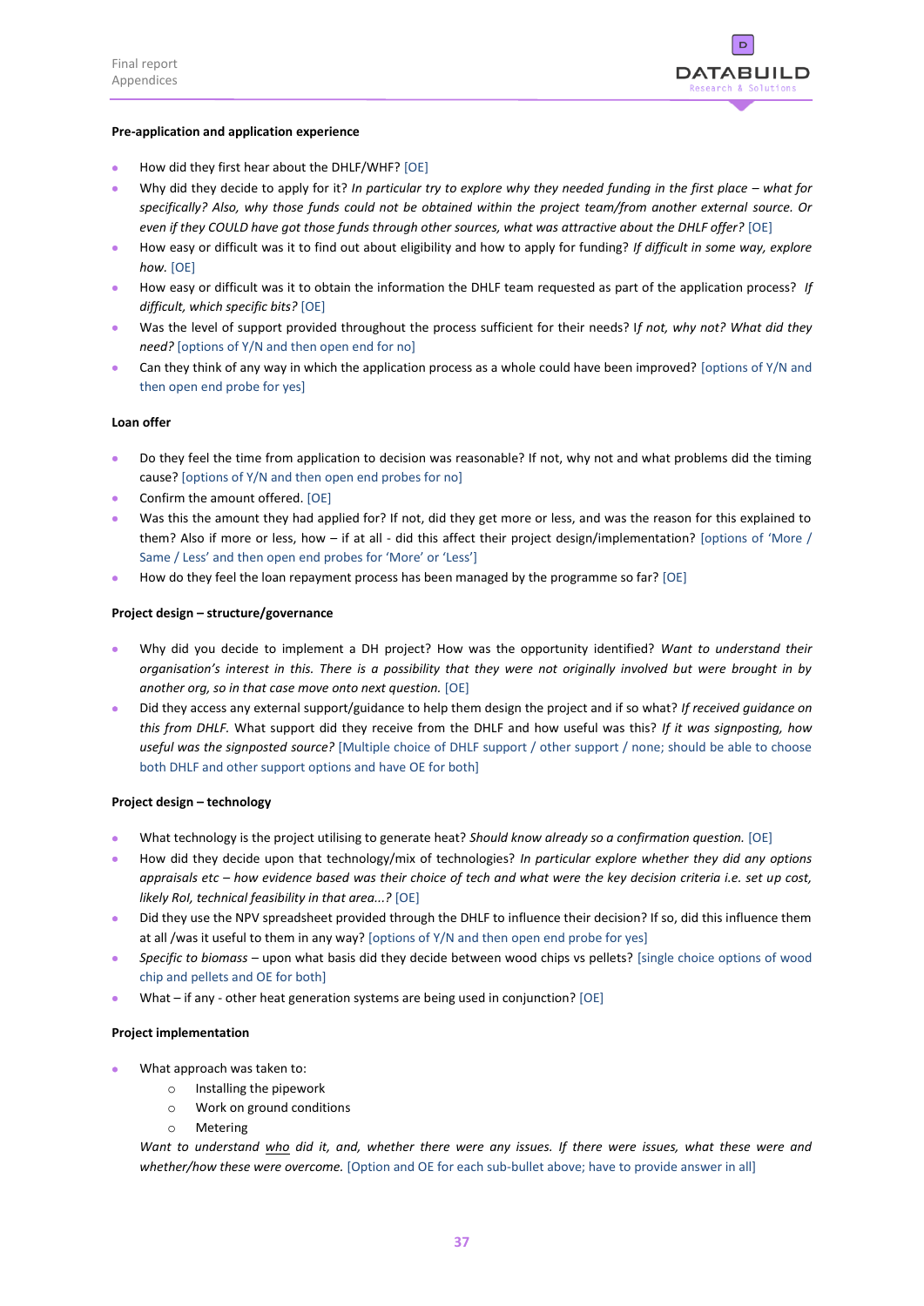**Pre-application and application experience**

- How did they first hear about the DHLF/WHF? [OE]
- Why did they decide to apply for it? *In particular try to explore why they needed funding in the first place – what for specifically? Also, why those funds could not be obtained within the project team/from another external source. Or even if they COULD have got those funds through other sources, what was attractive about the DHLF offer?* [OE]
- How easy or difficult was it to find out about eligibility and how to apply for funding? *If difficult in some way, explore how.* [OE]
- How easy or difficult was it to obtain the information the DHLF team requested as part of the application process? *If difficult, which specific bits?* [OE]
- Was the level of support provided throughout the process sufficient for their needs? I*f not, why not? What did they need?* [options of Y/N and then open end for no]
- Can they think of any way in which the application process as a whole could have been improved? [options of Y/N and then open end probe for yes]

**Loan offer**

- Do they feel the time from application to decision was reasonable? If not, why not and what problems did the timing cause? [options of Y/N and then open end probes for no]
- Confirm the amount offered. [OE]
- Was this the amount they had applied for? If not, did they get more or less, and was the reason for this explained to them? Also if more or less, how – if at all - did this affect their project design/implementation? [options of 'More / Same / Less' and then open end probes for 'More' or 'Less']
- How do they feel the loan repayment process has been managed by the programme so far? [OE]

**Project design – structure/governance**

- Why did you decide to implement a DH project? How was the opportunity identified? *Want to understand their organisation's interest in this. There is a possibility that they were not originally involved but were brought in by another org, so in that case move onto next question.* [OE]
- Did they access any external support/guidance to help them design the project and if so what? *If received guidance on this from DHLF.* What support did they receive from the DHLF and how useful was this? *If it was signposting, how useful was the signposted source?* [Multiple choice of DHLF support / other support / none; should be able to choose both DHLF and other support options and have OE for both]

**Project design – technology**

- What technology is the project utilising to generate heat? *Should know already so a confirmation question.* [OE]
- How did they decide upon that technology/mix of technologies? *In particular explore whether they did any options appraisals etc – how evidence based was their choice of tech and what were the key decision criteria i.e. set up cost, likely RoI, technical feasibility in that area…?* [OE]
- Did they use the NPV spreadsheet provided through the DHLF to influence their decision? If so, did this influence them at all /was it useful to them in any way? [options of Y/N and then open end probe for yes]
- *Specific to biomass* – upon what basis did they decide between wood chips vs pellets? [single choice options of wood chip and pellets and OE for both]
- What – if any - other heat generation systems are being used in conjunction? [OE]

**Project implementation**

- What approach was taken to:
  - Installing the pipework
  - Work on ground conditions
  - Metering

  *Want to understand <u>who</u> did it, and, whether there were any issues. If there were issues, what these were and whether/how these were overcome.* [Option and OE for each sub-bullet above; have to provide answer in all]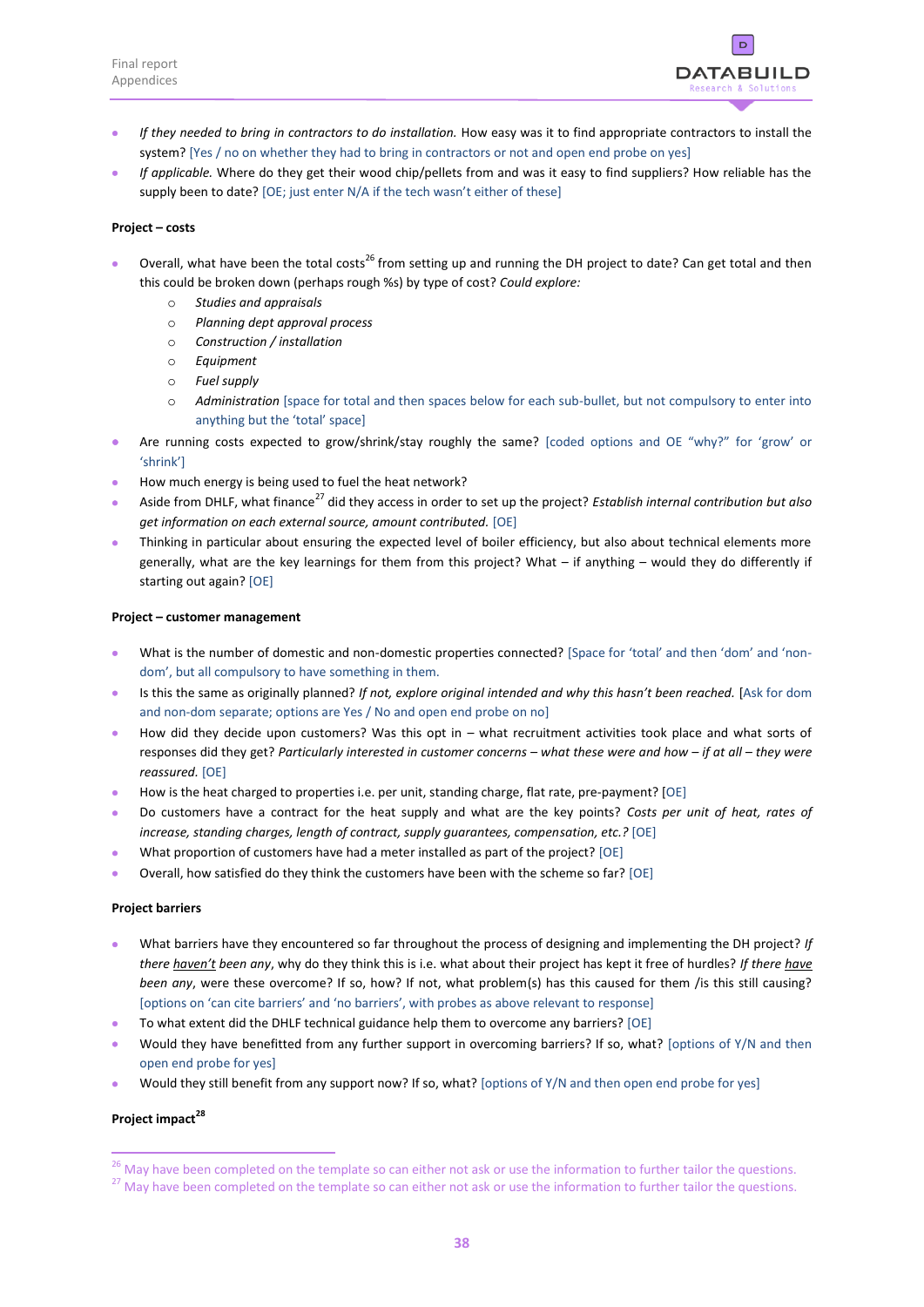- *If they needed to bring in contractors to do installation.* How easy was it to find appropriate contractors to install the system? [Yes / no on whether they had to bring in contractors or not and open end probe on yes]
- *If applicable.* Where do they get their wood chip/pellets from and was it easy to find suppliers? How reliable has the supply been to date? [OE; just enter N/A if the tech wasn't either of these]

**Project – costs**

- Overall, what have been the total costs[26] from setting up and running the DH project to date? Can get total and then this could be broken down (perhaps rough %s) by type of cost? *Could explore:*
    - *Studies and appraisals*
    - *Planning dept approval process*
    - *Construction / installation*
    - *Equipment*
    - *Fuel supply*
    - *Administration* [space for total and then spaces below for each sub-bullet, but not compulsory to enter into anything but the 'total' space]
- Are running costs expected to grow/shrink/stay roughly the same? [coded options and OE "why?" for 'grow' or 'shrink']
- How much energy is being used to fuel the heat network?
- Aside from DHLF, what finance[27] did they access in order to set up the project? *Establish internal contribution but also get information on each external source, amount contributed.* [OE]
- Thinking in particular about ensuring the expected level of boiler efficiency, but also about technical elements more generally, what are the key learnings for them from this project? What – if anything – would they do differently if starting out again? [OE]

**Project – customer management**

- What is the number of domestic and non-domestic properties connected? [Space for 'total' and then 'dom' and 'non-dom', but all compulsory to have something in them.
- Is this the same as originally planned? *If not, explore original intended and why this hasn't been reached.* [Ask for dom and non-dom separate; options are Yes / No and open end probe on no]
- How did they decide upon customers? Was this opt in – what recruitment activities took place and what sorts of responses did they get? *Particularly interested in customer concerns – what these were and how – if at all – they were reassured.* [OE]
- How is the heat charged to properties i.e. per unit, standing charge, flat rate, pre-payment? [OE]
- Do customers have a contract for the heat supply and what are the key points? *Costs per unit of heat, rates of increase, standing charges, length of contract, supply guarantees, compensation, etc.?* [OE]
- What proportion of customers have had a meter installed as part of the project? [OE]
- Overall, how satisfied do they think the customers have been with the scheme so far? [OE]

**Project barriers**

- What barriers have they encountered so far throughout the process of designing and implementing the DH project? *If there haven't been any*, why do they think this is i.e. what about their project has kept it free of hurdles? *If there have been any*, were these overcome? If so, how? If not, what problem(s) has this caused for them /is this still causing? [options on 'can cite barriers' and 'no barriers', with probes as above relevant to response]
- To what extent did the DHLF technical guidance help them to overcome any barriers? [OE]
- Would they have benefitted from any further support in overcoming barriers? If so, what? [options of Y/N and then open end probe for yes]
- Would they still benefit from any support now? If so, what? [options of Y/N and then open end probe for yes]

**Project impact[28]**

[26] May have been completed on the template so can either not ask or use the information to further tailor the questions.
[27] May have been completed on the template so can either not ask or use the information to further tailor the questions.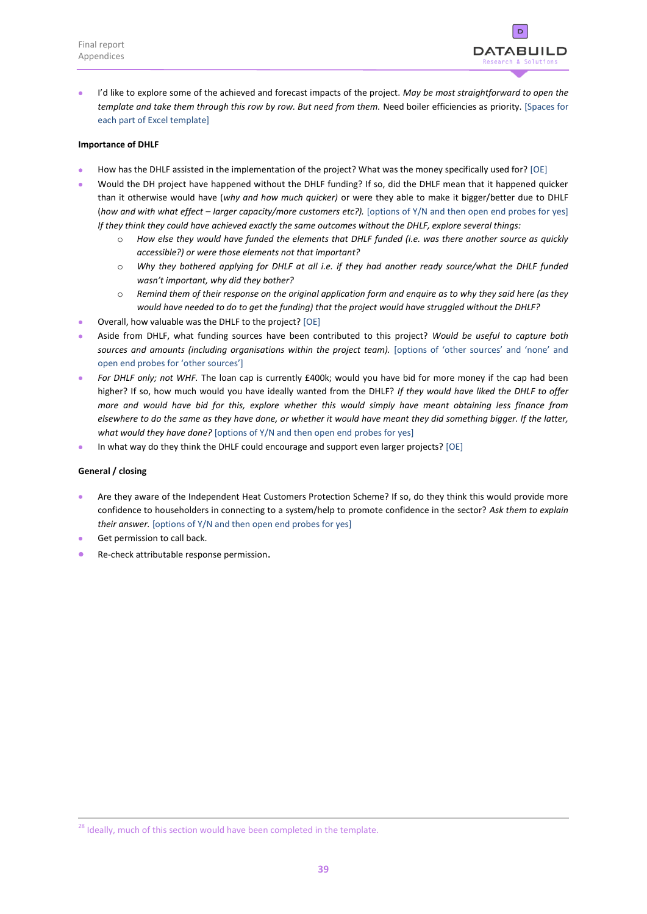- I'd like to explore some of the achieved and forecast impacts of the project. *May be most straightforward to open the template and take them through this row by row. But need from them.* Need boiler efficiencies as priority. [Spaces for each part of Excel template]

**Importance of DHLF**

- How has the DHLF assisted in the implementation of the project? What was the money specifically used for? [OE]
- Would the DH project have happened without the DHLF funding? If so, did the DHLF mean that it happened quicker than it otherwise would have (*why and how much quicker*) or were they able to make it bigger/better due to DHLF (*how and with what effect – larger capacity/more customers etc?).* [options of Y/N and then open end probes for yes] *If they think they could have achieved exactly the same outcomes without the DHLF, explore several things:*
  - *How else they would have funded the elements that DHLF funded (i.e. was there another source as quickly accessible?) or were those elements not that important?*
  - *Why they bothered applying for DHLF at all i.e. if they had another ready source/what the DHLF funded wasn't important, why did they bother?*
  - *Remind them of their response on the original application form and enquire as to why they said here (as they would have needed to do to get the funding) that the project would have struggled without the DHLF?*
- Overall, how valuable was the DHLF to the project? [OE]
- Aside from DHLF, what funding sources have been contributed to this project? *Would be useful to capture both sources and amounts (including organisations within the project team).* [options of 'other sources' and 'none' and open end probes for 'other sources']
- *For DHLF only; not WHF.* The loan cap is currently £400k; would you have bid for more money if the cap had been higher? If so, how much would you have ideally wanted from the DHLF? *If they would have liked the DHLF to offer more and would have bid for this, explore whether this would simply have meant obtaining less finance from elsewhere to do the same as they have done, or whether it would have meant they did something bigger. If the latter, what would they have done?* [options of Y/N and then open end probes for yes]
- In what way do they think the DHLF could encourage and support even larger projects? [OE]

**General / closing**

- Are they aware of the Independent Heat Customers Protection Scheme? If so, do they think this would provide more confidence to householders in connecting to a system/help to promote confidence in the sector? *Ask them to explain their answer.* [options of Y/N and then open end probes for yes]
- Get permission to call back.
- Re-check attributable response permission.

---

[28] Ideally, much of this section would have been completed in the template.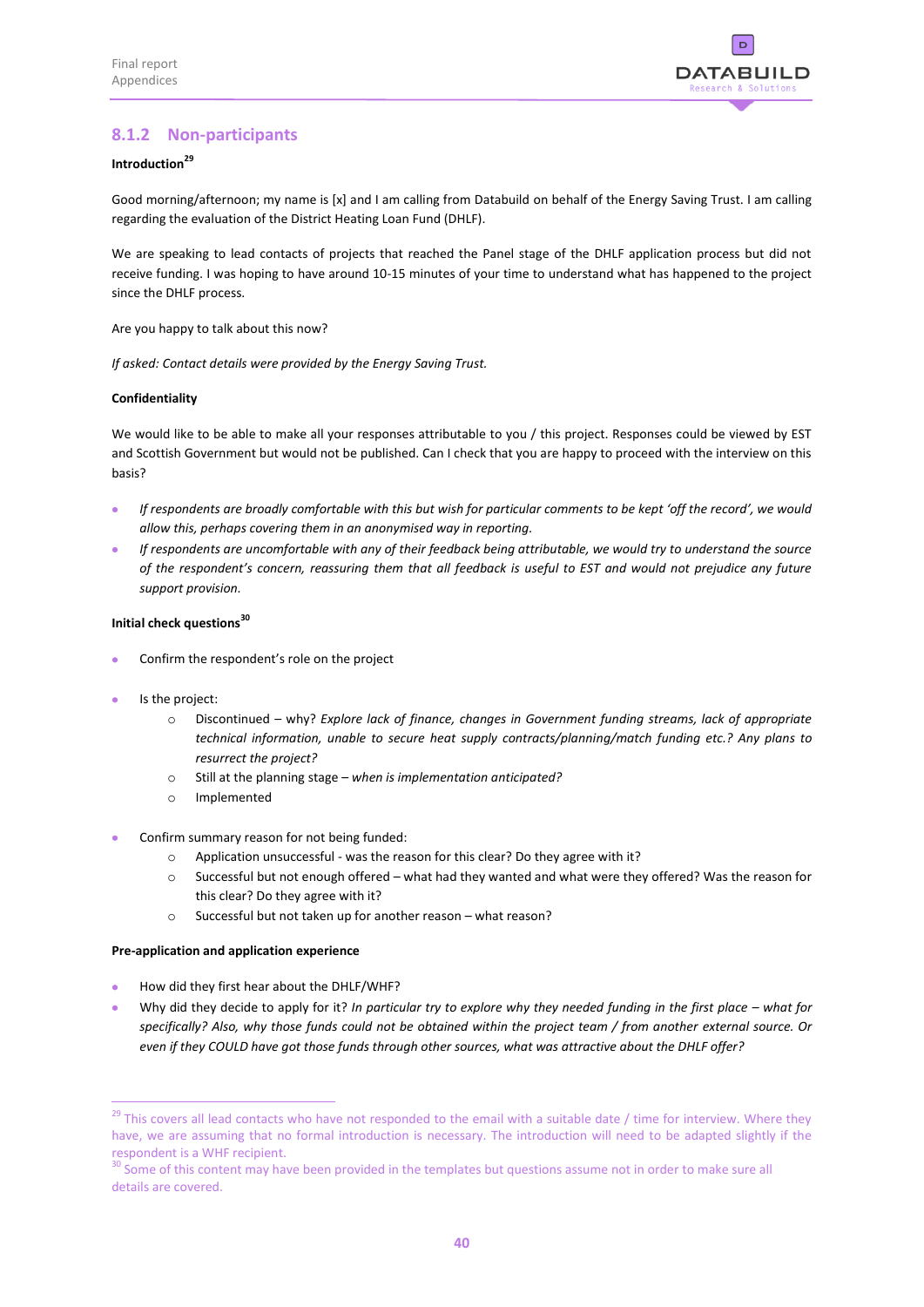### 8.1.2 Non-participants

**Introduction**[29]

Good morning/afternoon; my name is [x] and I am calling from Databuild on behalf of the Energy Saving Trust. I am calling regarding the evaluation of the District Heating Loan Fund (DHLF).

We are speaking to lead contacts of projects that reached the Panel stage of the DHLF application process but did not receive funding. I was hoping to have around 10-15 minutes of your time to understand what has happened to the project since the DHLF process.

Are you happy to talk about this now?

*If asked: Contact details were provided by the Energy Saving Trust.*

**Confidentiality**

We would like to be able to make all your responses attributable to you / this project. Responses could be viewed by EST and Scottish Government but would not be published. Can I check that you are happy to proceed with the interview on this basis?

- *If respondents are broadly comfortable with this but wish for particular comments to be kept 'off the record', we would allow this, perhaps covering them in an anonymised way in reporting.*
- *If respondents are uncomfortable with any of their feedback being attributable, we would try to understand the source of the respondent's concern, reassuring them that all feedback is useful to EST and would not prejudice any future support provision.*

**Initial check questions**[30]

- Confirm the respondent's role on the project
- Is the project:
  - Discontinued – why? *Explore lack of finance, changes in Government funding streams, lack of appropriate technical information, unable to secure heat supply contracts/planning/match funding etc.? Any plans to resurrect the project?*
  - Still at the planning stage – *when is implementation anticipated?*
  - Implemented
- Confirm summary reason for not being funded:
  - Application unsuccessful - was the reason for this clear? Do they agree with it?
  - Successful but not enough offered – what had they wanted and what were they offered? Was the reason for this clear? Do they agree with it?
  - Successful but not taken up for another reason – what reason?

**Pre-application and application experience**

- How did they first hear about the DHLF/WHF?
- Why did they decide to apply for it? *In particular try to explore why they needed funding in the first place – what for specifically? Also, why those funds could not be obtained within the project team / from another external source. Or even if they COULD have got those funds through other sources, what was attractive about the DHLF offer?*

---

[29] This covers all lead contacts who have not responded to the email with a suitable date / time for interview. Where they have, we are assuming that no formal introduction is necessary. The introduction will need to be adapted slightly if the respondent is a WHF recipient.

[30] Some of this content may have been provided in the templates but questions assume not in order to make sure all details are covered.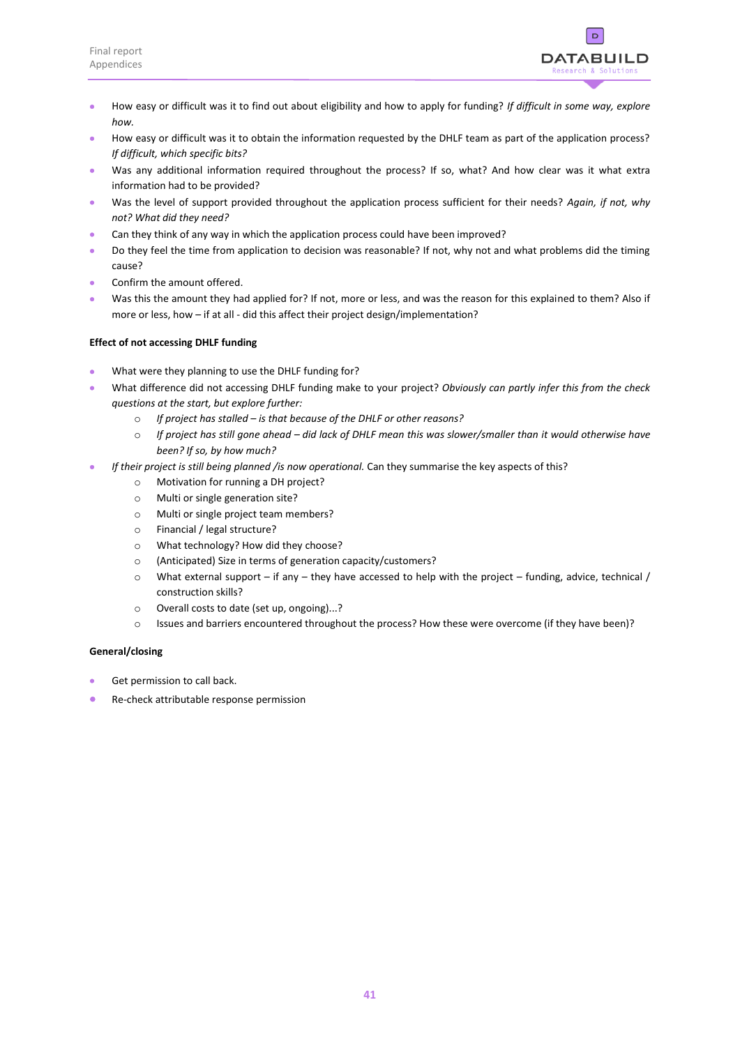- How easy or difficult was it to find out about eligibility and how to apply for funding? *If difficult in some way, explore how.*
- How easy or difficult was it to obtain the information requested by the DHLF team as part of the application process? *If difficult, which specific bits?*
- Was any additional information required throughout the process? If so, what? And how clear was it what extra information had to be provided?
- Was the level of support provided throughout the application process sufficient for their needs? *Again, if not, why not? What did they need?*
- Can they think of any way in which the application process could have been improved?
- Do they feel the time from application to decision was reasonable? If not, why not and what problems did the timing cause?
- Confirm the amount offered.
- Was this the amount they had applied for? If not, more or less, and was the reason for this explained to them? Also if more or less, how – if at all - did this affect their project design/implementation?

**Effect of not accessing DHLF funding**

- What were they planning to use the DHLF funding for?
- What difference did not accessing DHLF funding make to your project? *Obviously can partly infer this from the check questions at the start, but explore further:*
    - *If project has stalled – is that because of the DHLF or other reasons?*
    - *If project has still gone ahead – did lack of DHLF mean this was slower/smaller than it would otherwise have been? If so, by how much?*
- *If their project is still being planned /is now operational.* Can they summarise the key aspects of this?
    - Motivation for running a DH project?
    - Multi or single generation site?
    - Multi or single project team members?
    - Financial / legal structure?
    - What technology? How did they choose?
    - (Anticipated) Size in terms of generation capacity/customers?
    - What external support – if any – they have accessed to help with the project – funding, advice, technical / construction skills?
    - Overall costs to date (set up, ongoing)...?
    - Issues and barriers encountered throughout the process? How these were overcome (if they have been)?

**General/closing**

- Get permission to call back.
- Re-check attributable response permission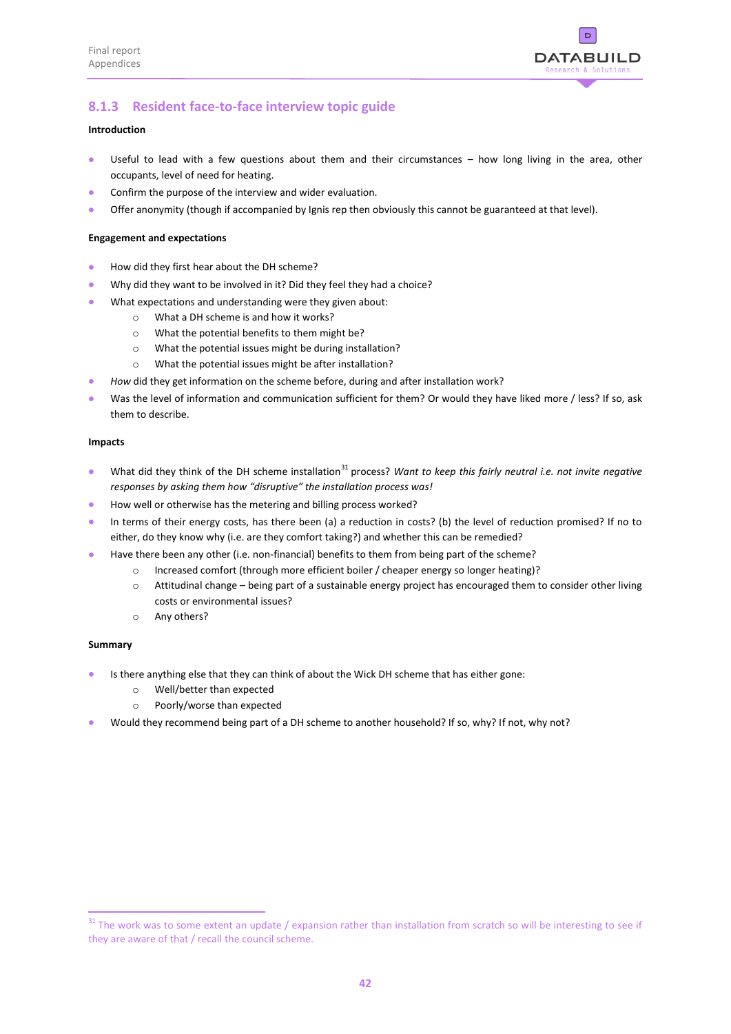### 8.1.3 Resident face-to-face interview topic guide

**Introduction**

- Useful to lead with a few questions about them and their circumstances – how long living in the area, other occupants, level of need for heating.
- Confirm the purpose of the interview and wider evaluation.
- Offer anonymity (though if accompanied by Ignis rep then obviously this cannot be guaranteed at that level).

**Engagement and expectations**

- How did they first hear about the DH scheme?
- Why did they want to be involved in it? Did they feel they had a choice?
- What expectations and understanding were they given about:
  - What a DH scheme is and how it works?
  - What the potential benefits to them might be?
  - What the potential issues might be during installation?
  - What the potential issues might be after installation?
- *How* did they get information on the scheme before, during and after installation work?
- Was the level of information and communication sufficient for them? Or would they have liked more / less? If so, ask them to describe.

**Impacts**

- What did they think of the DH scheme installation[31] process? *Want to keep this fairly neutral i.e. not invite negative responses by asking them how "disruptive" the installation process was!*
- How well or otherwise has the metering and billing process worked?
- In terms of their energy costs, has there been (a) a reduction in costs? (b) the level of reduction promised? If no to either, do they know why (i.e. are they comfort taking?) and whether this can be remedied?
- Have there been any other (i.e. non-financial) benefits to them from being part of the scheme?
  - Increased comfort (through more efficient boiler / cheaper energy so longer heating)?
  - Attitudinal change – being part of a sustainable energy project has encouraged them to consider other living costs or environmental issues?
  - Any others?

**Summary**

- Is there anything else that they can think of about the Wick DH scheme that has either gone:
  - Well/better than expected
  - Poorly/worse than expected
- Would they recommend being part of a DH scheme to another household? If so, why? If not, why not?

[31] The work was to some extent an update / expansion rather than installation from scratch so will be interesting to see if they are aware of that / recall the council scheme.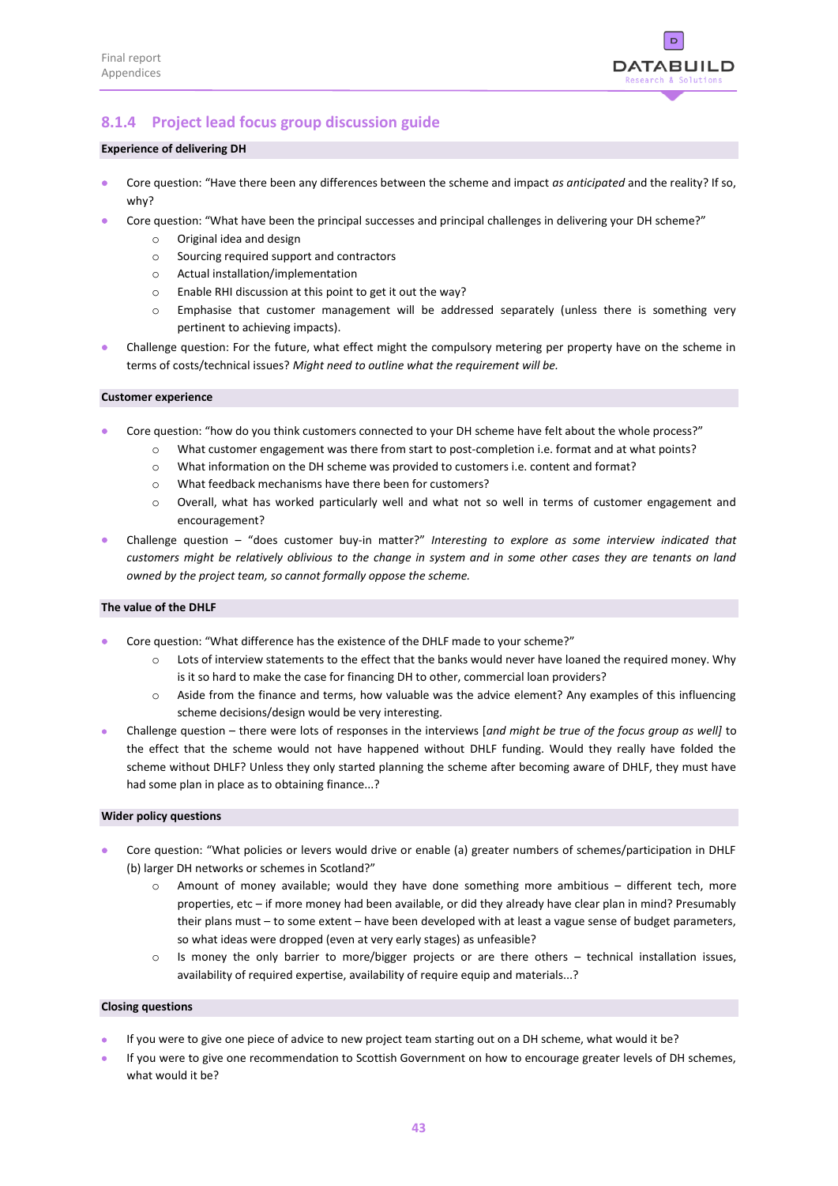### 8.1.4 Project lead focus group discussion guide

**Experience of delivering DH**

- Core question: "Have there been any differences between the scheme and impact *as anticipated* and the reality? If so, why?
- Core question: "What have been the principal successes and principal challenges in delivering your DH scheme?"
  - Original idea and design
  - Sourcing required support and contractors
  - Actual installation/implementation
  - Enable RHI discussion at this point to get it out the way?
  - Emphasise that customer management will be addressed separately (unless there is something very pertinent to achieving impacts).
- Challenge question: For the future, what effect might the compulsory metering per property have on the scheme in terms of costs/technical issues? *Might need to outline what the requirement will be.*

**Customer experience**

- Core question: "how do you think customers connected to your DH scheme have felt about the whole process?"
  - What customer engagement was there from start to post-completion i.e. format and at what points?
  - What information on the DH scheme was provided to customers i.e. content and format?
  - What feedback mechanisms have there been for customers?
  - Overall, what has worked particularly well and what not so well in terms of customer engagement and encouragement?
- Challenge question – "does customer buy-in matter?" *Interesting to explore as some interview indicated that customers might be relatively oblivious to the change in system and in some other cases they are tenants on land owned by the project team, so cannot formally oppose the scheme.*

**The value of the DHLF**

- Core question: "What difference has the existence of the DHLF made to your scheme?"
  - Lots of interview statements to the effect that the banks would never have loaned the required money. Why is it so hard to make the case for financing DH to other, commercial loan providers?
  - Aside from the finance and terms, how valuable was the advice element? Any examples of this influencing scheme decisions/design would be very interesting.
- Challenge question – there were lots of responses in the interviews [*and might be true of the focus group as well*] to the effect that the scheme would not have happened without DHLF funding. Would they really have folded the scheme without DHLF? Unless they only started planning the scheme after becoming aware of DHLF, they must have had some plan in place as to obtaining finance...?

**Wider policy questions**

- Core question: "What policies or levers would drive or enable (a) greater numbers of schemes/participation in DHLF (b) larger DH networks or schemes in Scotland?"
  - Amount of money available; would they have done something more ambitious – different tech, more properties, etc – if more money had been available, or did they already have clear plan in mind? Presumably their plans must – to some extent – have been developed with at least a vague sense of budget parameters, so what ideas were dropped (even at very early stages) as unfeasible?
  - Is money the only barrier to more/bigger projects or are there others – technical installation issues, availability of required expertise, availability of require equip and materials...?

**Closing questions**

- If you were to give one piece of advice to new project team starting out on a DH scheme, what would it be?
- If you were to give one recommendation to Scottish Government on how to encourage greater levels of DH schemes, what would it be?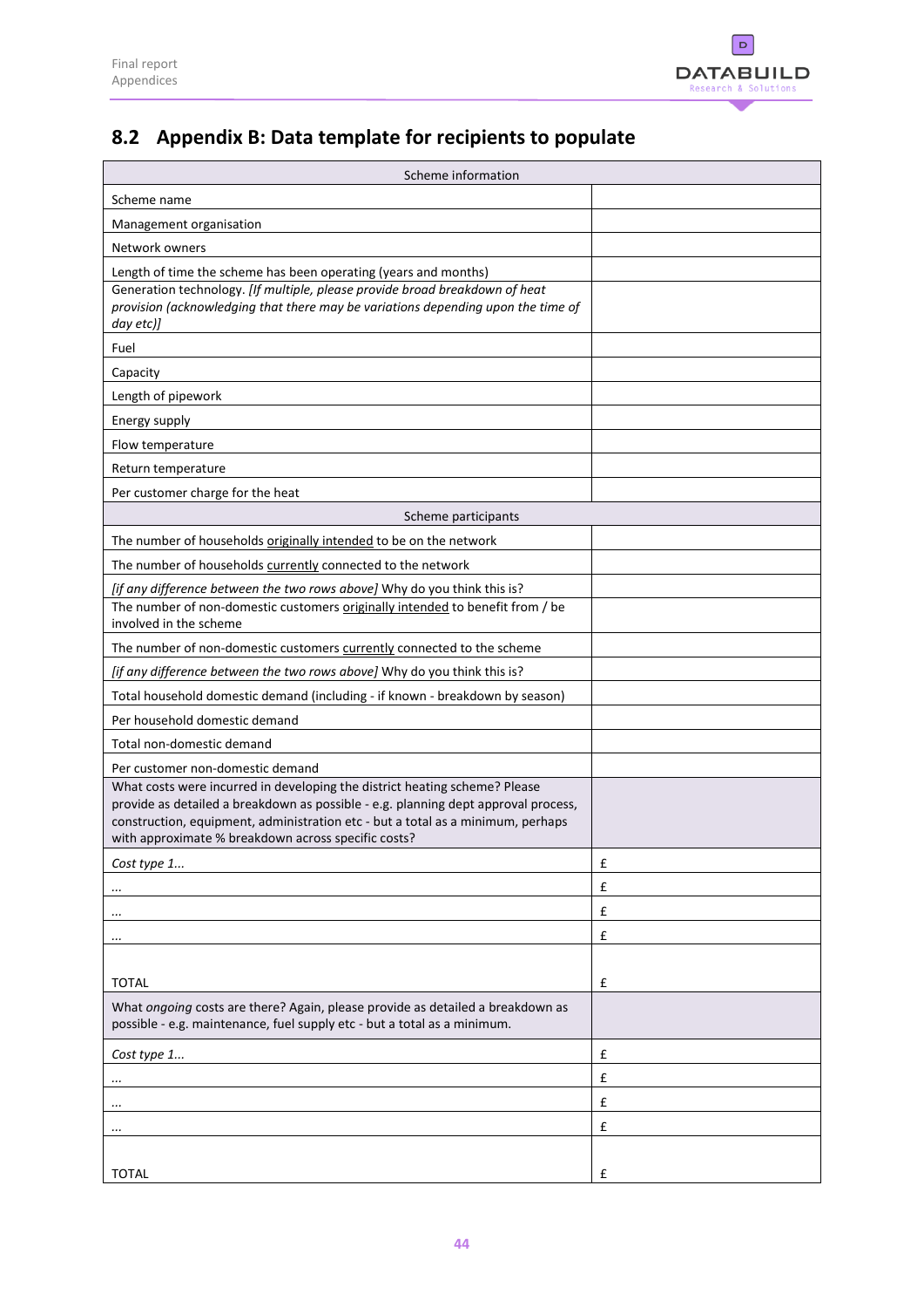## 8.2 Appendix B: Data template for recipients to populate

| Scheme information | |
|---|---|
| Scheme name | |
| Management organisation | |
| Network owners | |
| Length of time the scheme has been operating (years and months) | |
| Generation technology. *[If multiple, please provide broad breakdown of heat provision (acknowledging that there may be variations depending upon the time of day etc)]* | |
| Fuel | |
| Capacity | |
| Length of pipework | |
| Energy supply | |
| Flow temperature | |
| Return temperature | |
| Per customer charge for the heat | |
| **Scheme participants** | |
| The number of households <u>originally intended</u> to be on the network | |
| The number of households <u>currently</u> connected to the network | |
| *[if any difference between the two rows above]* Why do you think this is? | |
| The number of non-domestic customers <u>originally intended</u> to benefit from / be involved in the scheme | |
| The number of non-domestic customers <u>currently</u> connected to the scheme | |
| *[if any difference between the two rows above]* Why do you think this is? | |
| Total household domestic demand (including - if known - breakdown by season) | |
| Per household domestic demand | |
| Total non-domestic demand | |
| Per customer non-domestic demand | |
| What costs were incurred in developing the district heating scheme? Please provide as detailed a breakdown as possible - e.g. planning dept approval process, construction, equipment, administration etc - but a total as a minimum, perhaps with approximate % breakdown across specific costs? | |
| *Cost type 1...* | £ |
| *...* | £ |
| *...* | £ |
| *...* | £ |
| TOTAL | £ |
| What *ongoing* costs are there? Again, please provide as detailed a breakdown as possible - e.g. maintenance, fuel supply etc - but a total as a minimum. | |
| *Cost type 1...* | £ |
| *...* | £ |
| *...* | £ |
| *...* | £ |
| TOTAL | £ |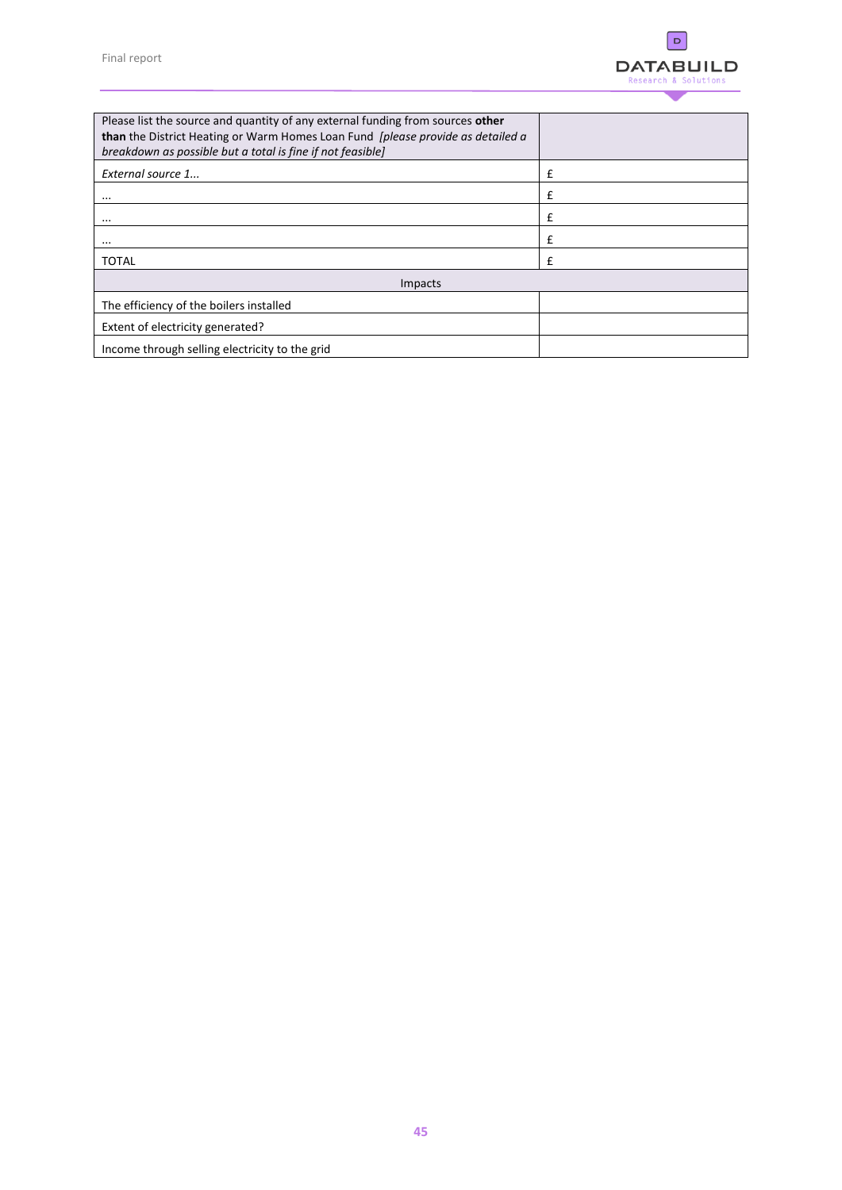| Please list the source and quantity of any external funding from sources **other than** the District Heating or Warm Homes Loan Fund *[please provide as detailed a breakdown as possible but a total is fine if not feasible]* | |
|---|---|
| *External source 1…* | £ |
| … | £ |
| … | £ |
| … | £ |
| TOTAL | £ |
| Impacts | |
| The efficiency of the boilers installed | |
| Extent of electricity generated? | |
| Income through selling electricity to the grid | |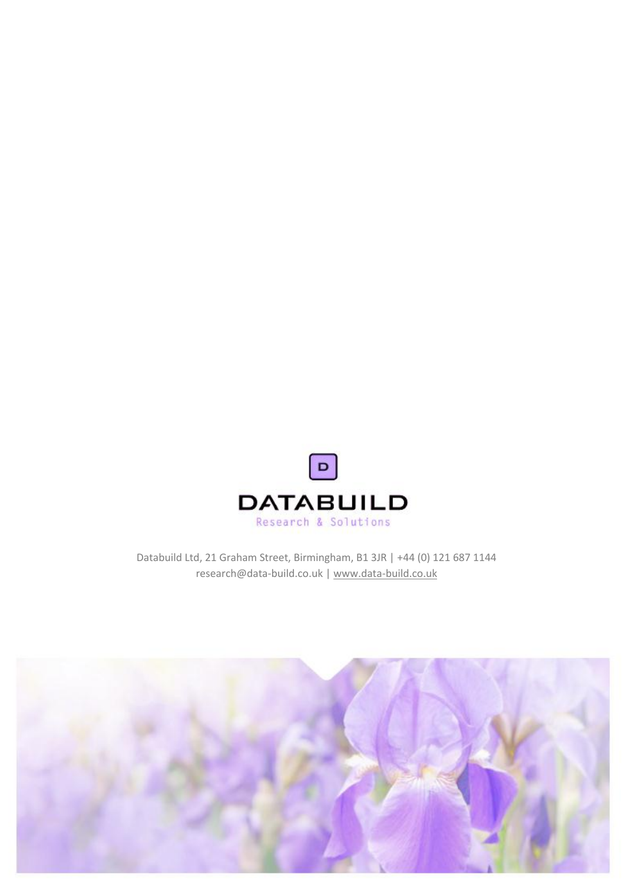DATABUILD

Research & Solutions

Databuild Ltd, 21 Graham Street, Birmingham, B1 3JR | +44 (0) 121 687 1144

research@data-build.co.uk | www.data-build.co.uk